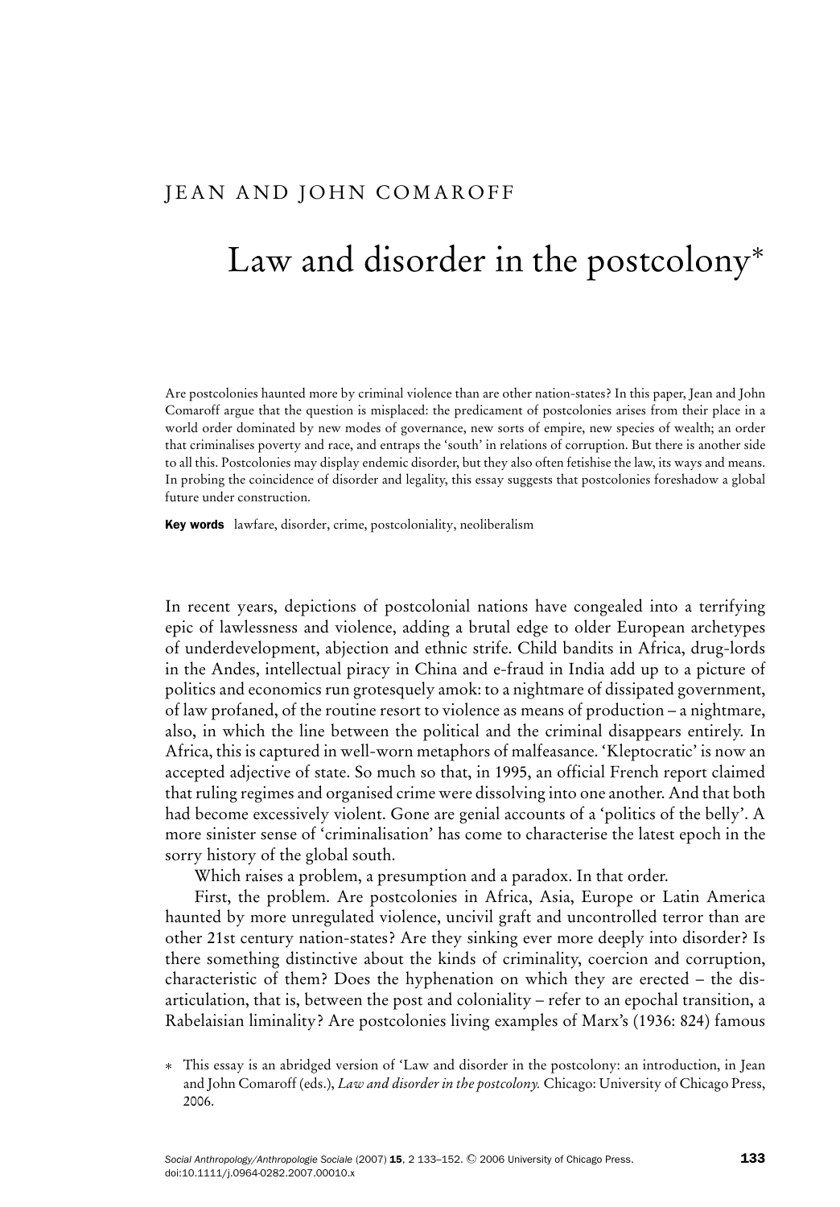JEAN AND JOHN COMAROFF

# Law and disorder in the postcolony*

Are postcolonies haunted more by criminal violence than are other nation-states? In this paper, Jean and John Comaroff argue that the question is misplaced: the predicament of postcolonies arises from their place in a world order dominated by new modes of governance, new sorts of empire, new species of wealth; an order that criminalises poverty and race, and entraps the 'south' in relations of corruption. But there is another side to all this. Postcolonies may display endemic disorder, but they also often fetishise the law, its ways and means. In probing the coincidence of disorder and legality, this essay suggests that postcolonies foreshadow a global future under construction.

**Key words** lawfare, disorder, crime, postcoloniality, neoliberalism

In recent years, depictions of postcolonial nations have congealed into a terrifying epic of lawlessness and violence, adding a brutal edge to older European archetypes of underdevelopment, abjection and ethnic strife. Child bandits in Africa, drug-lords in the Andes, intellectual piracy in China and e-fraud in India add up to a picture of politics and economics run grotesquely amok: to a nightmare of dissipated government, of law profaned, of the routine resort to violence as means of production – a nightmare, also, in which the line between the political and the criminal disappears entirely. In Africa, this is captured in well-worn metaphors of malfeasance. 'Kleptocratic' is now an accepted adjective of state. So much so that, in 1995, an official French report claimed that ruling regimes and organised crime were dissolving into one another. And that both had become excessively violent. Gone are genial accounts of a 'politics of the belly'. A more sinister sense of 'criminalisation' has come to characterise the latest epoch in the sorry history of the global south.

Which raises a problem, a presumption and a paradox. In that order.

First, the problem. Are postcolonies in Africa, Asia, Europe or Latin America haunted by more unregulated violence, uncivil graft and uncontrolled terror than are other 21st century nation-states? Are they sinking ever more deeply into disorder? Is there something distinctive about the kinds of criminality, coercion and corruption, characteristic of them? Does the hyphenation on which they are erected – the dis-articulation, that is, between the post and coloniality – refer to an epochal transition, a Rabelaisian liminality? Are postcolonies living examples of Marx's (1936: 824) famous

* This essay is an abridged version of 'Law and disorder in the postcolony: an introduction, in Jean and John Comaroff (eds.), *Law and disorder in the postcolony.* Chicago: University of Chicago Press, 2006.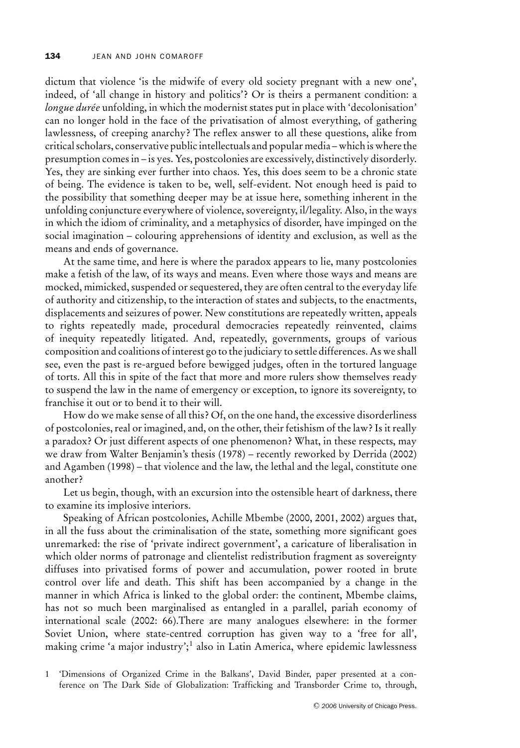dictum that violence 'is the midwife of every old society pregnant with a new one', indeed, of 'all change in history and politics'? Or is theirs a permanent condition: a *longue durée* unfolding, in which the modernist states put in place with 'decolonisation' can no longer hold in the face of the privatisation of almost everything, of gathering lawlessness, of creeping anarchy? The reflex answer to all these questions, alike from critical scholars, conservative public intellectuals and popular media – which is where the presumption comes in – is yes. Yes, postcolonies are excessively, distinctively disorderly. Yes, they are sinking ever further into chaos. Yes, this does seem to be a chronic state of being. The evidence is taken to be, well, self-evident. Not enough heed is paid to the possibility that something deeper may be at issue here, something inherent in the unfolding conjuncture everywhere of violence, sovereignty, il/legality. Also, in the ways in which the idiom of criminality, and a metaphysics of disorder, have impinged on the social imagination – colouring apprehensions of identity and exclusion, as well as the means and ends of governance.

At the same time, and here is where the paradox appears to lie, many postcolonies make a fetish of the law, of its ways and means. Even where those ways and means are mocked, mimicked, suspended or sequestered, they are often central to the everyday life of authority and citizenship, to the interaction of states and subjects, to the enactments, displacements and seizures of power. New constitutions are repeatedly written, appeals to rights repeatedly made, procedural democracies repeatedly reinvented, claims of inequity repeatedly litigated. And, repeatedly, governments, groups of various composition and coalitions of interest go to the judiciary to settle differences. As we shall see, even the past is re-argued before bewigged judges, often in the tortured language of torts. All this in spite of the fact that more and more rulers show themselves ready to suspend the law in the name of emergency or exception, to ignore its sovereignty, to franchise it out or to bend it to their will.

How do we make sense of all this? Of, on the one hand, the excessive disorderliness of postcolonies, real or imagined, and, on the other, their fetishism of the law? Is it really a paradox? Or just different aspects of one phenomenon? What, in these respects, may we draw from Walter Benjamin's thesis (1978) – recently reworked by Derrida (2002) and Agamben (1998) – that violence and the law, the lethal and the legal, constitute one another?

Let us begin, though, with an excursion into the ostensible heart of darkness, there to examine its implosive interiors.

Speaking of African postcolonies, Achille Mbembe (2000, 2001, 2002) argues that, in all the fuss about the criminalisation of the state, something more significant goes unremarked: the rise of 'private indirect government', a caricature of liberalisation in which older norms of patronage and clientelist redistribution fragment as sovereignty diffuses into privatised forms of power and accumulation, power rooted in brute control over life and death. This shift has been accompanied by a change in the manner in which Africa is linked to the global order: the continent, Mbembe claims, has not so much been marginalised as entangled in a parallel, pariah economy of international scale (2002: 66).There are many analogues elsewhere: in the former Soviet Union, where state-centred corruption has given way to a 'free for all', making crime 'a major industry';[1] also in Latin America, where epidemic lawlessness

1 'Dimensions of Organized Crime in the Balkans', David Binder, paper presented at a conference on The Dark Side of Globalization: Trafficking and Transborder Crime to, through,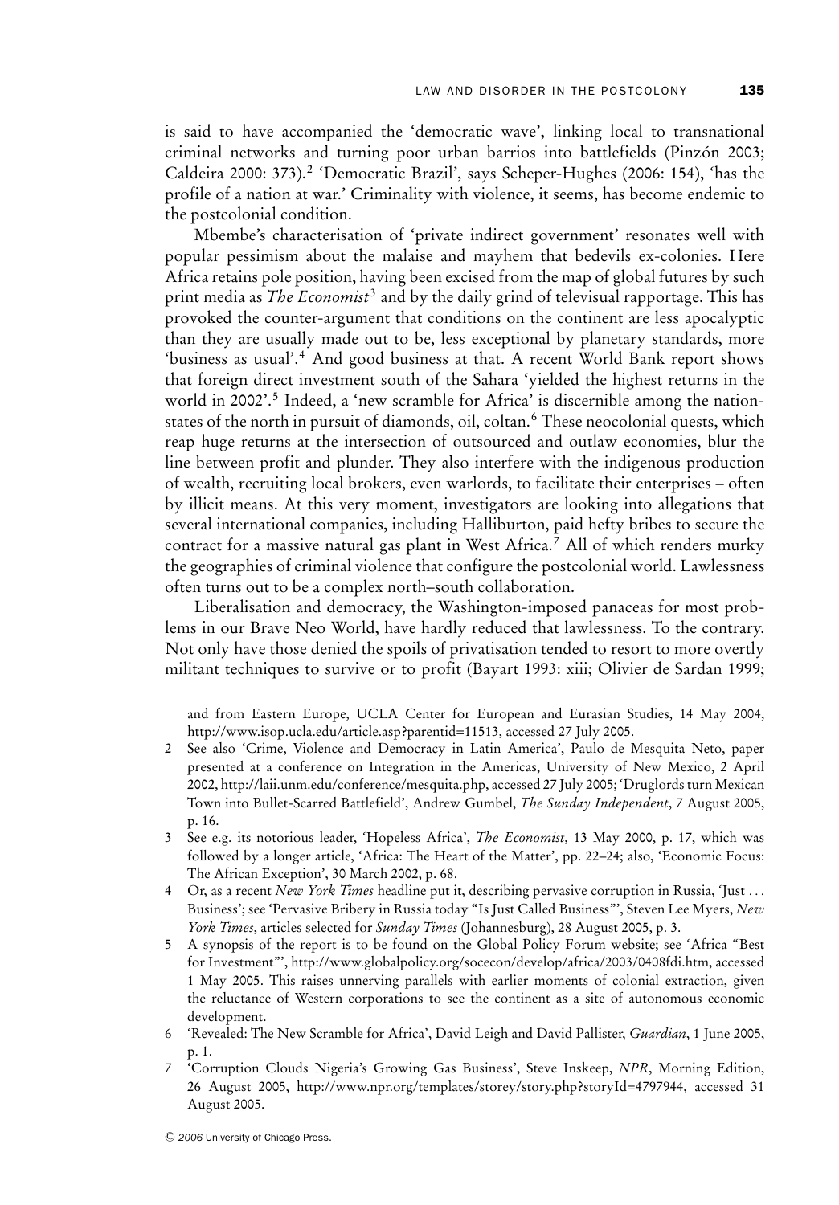is said to have accompanied the 'democratic wave', linking local to transnational criminal networks and turning poor urban barrios into battlefields (Pinzón 2003; Caldeira 2000: 373).[2] 'Democratic Brazil', says Scheper-Hughes (2006: 154), 'has the profile of a nation at war.' Criminality with violence, it seems, has become endemic to the postcolonial condition.

Mbembe's characterisation of 'private indirect government' resonates well with popular pessimism about the malaise and mayhem that bedevils ex-colonies. Here Africa retains pole position, having been excised from the map of global futures by such print media as *The Economist*[3] and by the daily grind of televisual rapportage. This has provoked the counter-argument that conditions on the continent are less apocalyptic than they are usually made out to be, less exceptional by planetary standards, more 'business as usual'.[4] And good business at that. A recent World Bank report shows that foreign direct investment south of the Sahara 'yielded the highest returns in the world in 2002'.[5] Indeed, a 'new scramble for Africa' is discernible among the nation-states of the north in pursuit of diamonds, oil, coltan.[6] These neocolonial quests, which reap huge returns at the intersection of outsourced and outlaw economies, blur the line between profit and plunder. They also interfere with the indigenous production of wealth, recruiting local brokers, even warlords, to facilitate their enterprises – often by illicit means. At this very moment, investigators are looking into allegations that several international companies, including Halliburton, paid hefty bribes to secure the contract for a massive natural gas plant in West Africa.[7] All of which renders murky the geographies of criminal violence that configure the postcolonial world. Lawlessness often turns out to be a complex north–south collaboration.

Liberalisation and democracy, the Washington-imposed panaceas for most problems in our Brave Neo World, have hardly reduced that lawlessness. To the contrary. Not only have those denied the spoils of privatisation tended to resort to more overtly militant techniques to survive or to profit (Bayart 1993: xiii; Olivier de Sardan 1999;

---

and from Eastern Europe, UCLA Center for European and Eurasian Studies, 14 May 2004, http://www.isop.ucla.edu/article.asp?parentid=11513, accessed 27 July 2005.

2 See also 'Crime, Violence and Democracy in Latin America', Paulo de Mesquita Neto, paper presented at a conference on Integration in the Americas, University of New Mexico, 2 April 2002, http://laii.unm.edu/conference/mesquita.php, accessed 27 July 2005; 'Druglords turn Mexican Town into Bullet-Scarred Battlefield', Andrew Gumbel, *The Sunday Independent*, 7 August 2005, p. 16.

3 See e.g. its notorious leader, 'Hopeless Africa', *The Economist*, 13 May 2000, p. 17, which was followed by a longer article, 'Africa: The Heart of the Matter', pp. 22–24; also, 'Economic Focus: The African Exception', 30 March 2002, p. 68.

4 Or, as a recent *New York Times* headline put it, describing pervasive corruption in Russia, 'Just . . . Business'; see 'Pervasive Bribery in Russia today "Is Just Called Business"', Steven Lee Myers, *New York Times*, articles selected for *Sunday Times* (Johannesburg), 28 August 2005, p. 3.

5 A synopsis of the report is to be found on the Global Policy Forum website; see 'Africa "Best for Investment"', http://www.globalpolicy.org/socecon/develop/africa/2003/0408fdi.htm, accessed 1 May 2005. This raises unnerving parallels with earlier moments of colonial extraction, given the reluctance of Western corporations to see the continent as a site of autonomous economic development.

6 'Revealed: The New Scramble for Africa', David Leigh and David Pallister, *Guardian*, 1 June 2005, p. 1.

7 'Corruption Clouds Nigeria's Growing Gas Business', Steve Inskeep, *NPR*, Morning Edition, 26 August 2005, http://www.npr.org/templates/storey/story.php?storyId=4797944, accessed 31 August 2005.

© 2006 University of Chicago Press.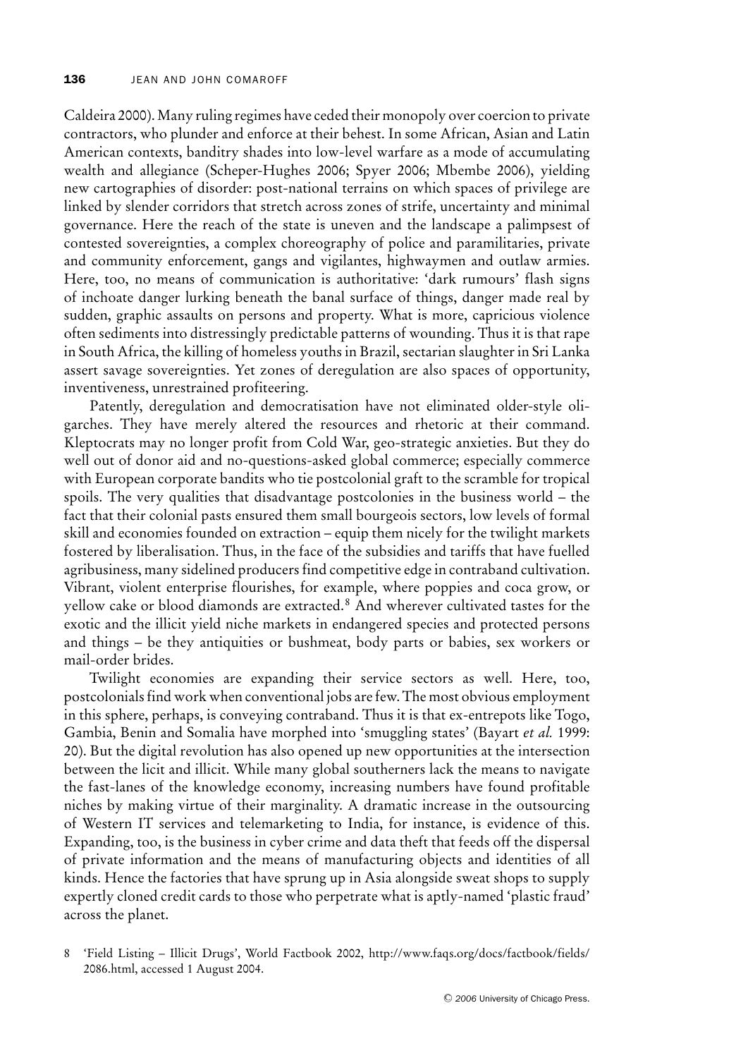Caldeira 2000). Many ruling regimes have ceded their monopoly over coercion to private contractors, who plunder and enforce at their behest. In some African, Asian and Latin American contexts, banditry shades into low-level warfare as a mode of accumulating wealth and allegiance (Scheper-Hughes 2006; Spyer 2006; Mbembe 2006), yielding new cartographies of disorder: post-national terrains on which spaces of privilege are linked by slender corridors that stretch across zones of strife, uncertainty and minimal governance. Here the reach of the state is uneven and the landscape a palimpsest of contested sovereignties, a complex choreography of police and paramilitaries, private and community enforcement, gangs and vigilantes, highwaymen and outlaw armies. Here, too, no means of communication is authoritative: 'dark rumours' flash signs of inchoate danger lurking beneath the banal surface of things, danger made real by sudden, graphic assaults on persons and property. What is more, capricious violence often sediments into distressingly predictable patterns of wounding. Thus it is that rape in South Africa, the killing of homeless youths in Brazil, sectarian slaughter in Sri Lanka assert savage sovereignties. Yet zones of deregulation are also spaces of opportunity, inventiveness, unrestrained profiteering.

Patently, deregulation and democratisation have not eliminated older-style oligarches. They have merely altered the resources and rhetoric at their command. Kleptocrats may no longer profit from Cold War, geo-strategic anxieties. But they do well out of donor aid and no-questions-asked global commerce; especially commerce with European corporate bandits who tie postcolonial graft to the scramble for tropical spoils. The very qualities that disadvantage postcolonies in the business world – the fact that their colonial pasts ensured them small bourgeois sectors, low levels of formal skill and economies founded on extraction – equip them nicely for the twilight markets fostered by liberalisation. Thus, in the face of the subsidies and tariffs that have fuelled agribusiness, many sidelined producers find competitive edge in contraband cultivation. Vibrant, violent enterprise flourishes, for example, where poppies and coca grow, or yellow cake or blood diamonds are extracted.[8] And wherever cultivated tastes for the exotic and the illicit yield niche markets in endangered species and protected persons and things – be they antiquities or bushmeat, body parts or babies, sex workers or mail-order brides.

Twilight economies are expanding their service sectors as well. Here, too, postcolonials find work when conventional jobs are few. The most obvious employment in this sphere, perhaps, is conveying contraband. Thus it is that ex-entrepots like Togo, Gambia, Benin and Somalia have morphed into 'smuggling states' (Bayart *et al.* 1999: 20). But the digital revolution has also opened up new opportunities at the intersection between the licit and illicit. While many global southerners lack the means to navigate the fast-lanes of the knowledge economy, increasing numbers have found profitable niches by making virtue of their marginality. A dramatic increase in the outsourcing of Western IT services and telemarketing to India, for instance, is evidence of this. Expanding, too, is the business in cyber crime and data theft that feeds off the dispersal of private information and the means of manufacturing objects and identities of all kinds. Hence the factories that have sprung up in Asia alongside sweat shops to supply expertly cloned credit cards to those who perpetrate what is aptly-named 'plastic fraud' across the planet.

8 'Field Listing – Illicit Drugs', World Factbook 2002, http://www.faqs.org/docs/factbook/fields/2086.html, accessed 1 August 2004.

© 2006 University of Chicago Press.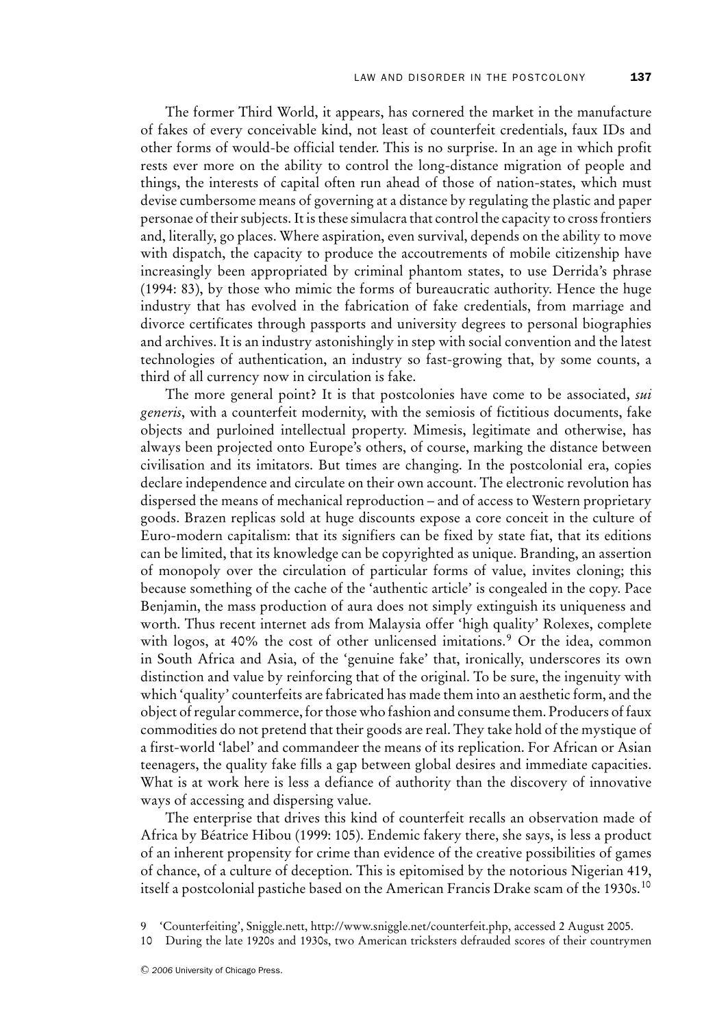The former Third World, it appears, has cornered the market in the manufacture of fakes of every conceivable kind, not least of counterfeit credentials, faux IDs and other forms of would-be official tender. This is no surprise. In an age in which profit rests ever more on the ability to control the long-distance migration of people and things, the interests of capital often run ahead of those of nation-states, which must devise cumbersome means of governing at a distance by regulating the plastic and paper personae of their subjects. It is these simulacra that control the capacity to cross frontiers and, literally, go places. Where aspiration, even survival, depends on the ability to move with dispatch, the capacity to produce the accoutrements of mobile citizenship have increasingly been appropriated by criminal phantom states, to use Derrida's phrase (1994: 83), by those who mimic the forms of bureaucratic authority. Hence the huge industry that has evolved in the fabrication of fake credentials, from marriage and divorce certificates through passports and university degrees to personal biographies and archives. It is an industry astonishingly in step with social convention and the latest technologies of authentication, an industry so fast-growing that, by some counts, a third of all currency now in circulation is fake.

The more general point? It is that postcolonies have come to be associated, *sui generis*, with a counterfeit modernity, with the semiosis of fictitious documents, fake objects and purloined intellectual property. Mimesis, legitimate and otherwise, has always been projected onto Europe's others, of course, marking the distance between civilisation and its imitators. But times are changing. In the postcolonial era, copies declare independence and circulate on their own account. The electronic revolution has dispersed the means of mechanical reproduction – and of access to Western proprietary goods. Brazen replicas sold at huge discounts expose a core conceit in the culture of Euro-modern capitalism: that its signifiers can be fixed by state fiat, that its editions can be limited, that its knowledge can be copyrighted as unique. Branding, an assertion of monopoly over the circulation of particular forms of value, invites cloning; this because something of the cache of the 'authentic article' is congealed in the copy. Pace Benjamin, the mass production of aura does not simply extinguish its uniqueness and worth. Thus recent internet ads from Malaysia offer 'high quality' Rolexes, complete with logos, at 40% the cost of other unlicensed imitations.[9] Or the idea, common in South Africa and Asia, of the 'genuine fake' that, ironically, underscores its own distinction and value by reinforcing that of the original. To be sure, the ingenuity with which 'quality' counterfeits are fabricated has made them into an aesthetic form, and the object of regular commerce, for those who fashion and consume them. Producers of faux commodities do not pretend that their goods are real. They take hold of the mystique of a first-world 'label' and commandeer the means of its replication. For African or Asian teenagers, the quality fake fills a gap between global desires and immediate capacities. What is at work here is less a defiance of authority than the discovery of innovative ways of accessing and dispersing value.

The enterprise that drives this kind of counterfeit recalls an observation made of Africa by Béatrice Hibou (1999: 105). Endemic fakery there, she says, is less a product of an inherent propensity for crime than evidence of the creative possibilities of games of chance, of a culture of deception. This is epitomised by the notorious Nigerian 419, itself a postcolonial pastiche based on the American Francis Drake scam of the 1930s.[10]

9 'Counterfeiting', Sniggle.nett, http://www.sniggle.net/counterfeit.php, accessed 2 August 2005.

10 During the late 1920s and 1930s, two American tricksters defrauded scores of their countrymen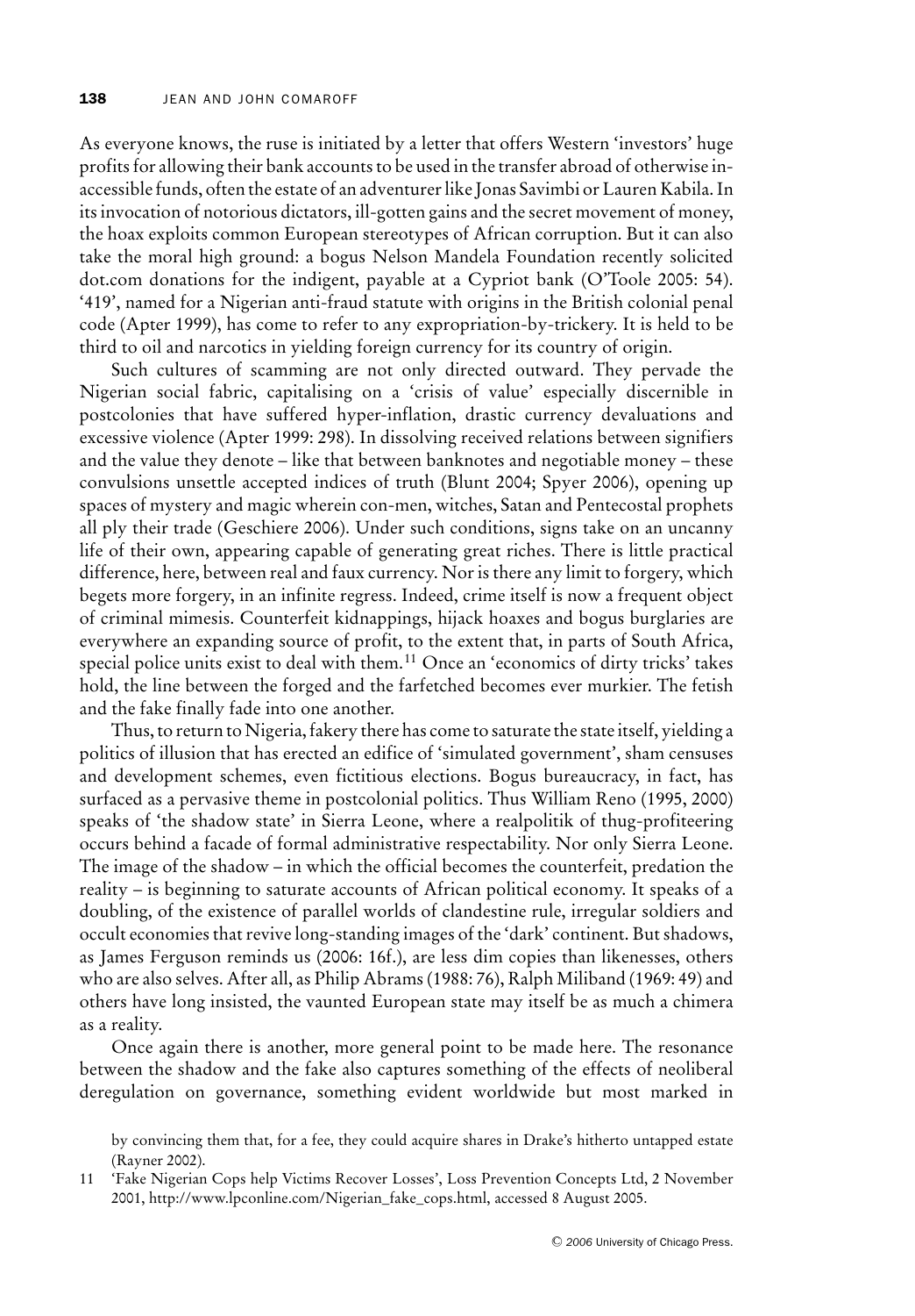As everyone knows, the ruse is initiated by a letter that offers Western 'investors' huge profits for allowing their bank accounts to be used in the transfer abroad of otherwise inaccessible funds, often the estate of an adventurer like Jonas Savimbi or Lauren Kabila. In its invocation of notorious dictators, ill-gotten gains and the secret movement of money, the hoax exploits common European stereotypes of African corruption. But it can also take the moral high ground: a bogus Nelson Mandela Foundation recently solicited dot.com donations for the indigent, payable at a Cypriot bank (O'Toole 2005: 54). '419', named for a Nigerian anti-fraud statute with origins in the British colonial penal code (Apter 1999), has come to refer to any expropriation-by-trickery. It is held to be third to oil and narcotics in yielding foreign currency for its country of origin.

Such cultures of scamming are not only directed outward. They pervade the Nigerian social fabric, capitalising on a 'crisis of value' especially discernible in postcolonies that have suffered hyper-inflation, drastic currency devaluations and excessive violence (Apter 1999: 298). In dissolving received relations between signifiers and the value they denote – like that between banknotes and negotiable money – these convulsions unsettle accepted indices of truth (Blunt 2004; Spyer 2006), opening up spaces of mystery and magic wherein con-men, witches, Satan and Pentecostal prophets all ply their trade (Geschiere 2006). Under such conditions, signs take on an uncanny life of their own, appearing capable of generating great riches. There is little practical difference, here, between real and faux currency. Nor is there any limit to forgery, which begets more forgery, in an infinite regress. Indeed, crime itself is now a frequent object of criminal mimesis. Counterfeit kidnappings, hijack hoaxes and bogus burglaries are everywhere an expanding source of profit, to the extent that, in parts of South Africa, special police units exist to deal with them.[11] Once an 'economics of dirty tricks' takes hold, the line between the forged and the farfetched becomes ever murkier. The fetish and the fake finally fade into one another.

Thus, to return to Nigeria, fakery there has come to saturate the state itself, yielding a politics of illusion that has erected an edifice of 'simulated government', sham censuses and development schemes, even fictitious elections. Bogus bureaucracy, in fact, has surfaced as a pervasive theme in postcolonial politics. Thus William Reno (1995, 2000) speaks of 'the shadow state' in Sierra Leone, where a realpolitik of thug-profiteering occurs behind a facade of formal administrative respectability. Nor only Sierra Leone. The image of the shadow – in which the official becomes the counterfeit, predation the reality – is beginning to saturate accounts of African political economy. It speaks of a doubling, of the existence of parallel worlds of clandestine rule, irregular soldiers and occult economies that revive long-standing images of the 'dark' continent. But shadows, as James Ferguson reminds us (2006: 16f.), are less dim copies than likenesses, others who are also selves. After all, as Philip Abrams (1988: 76), Ralph Miliband (1969: 49) and others have long insisted, the vaunted European state may itself be as much a chimera as a reality.

Once again there is another, more general point to be made here. The resonance between the shadow and the fake also captures something of the effects of neoliberal deregulation on governance, something evident worldwide but most marked in

by convincing them that, for a fee, they could acquire shares in Drake's hitherto untapped estate (Rayner 2002).

11 'Fake Nigerian Cops help Victims Recover Losses', Loss Prevention Concepts Ltd, 2 November 2001, http://www.lpconline.com/Nigerian_fake_cops.html, accessed 8 August 2005.

© 2006 University of Chicago Press.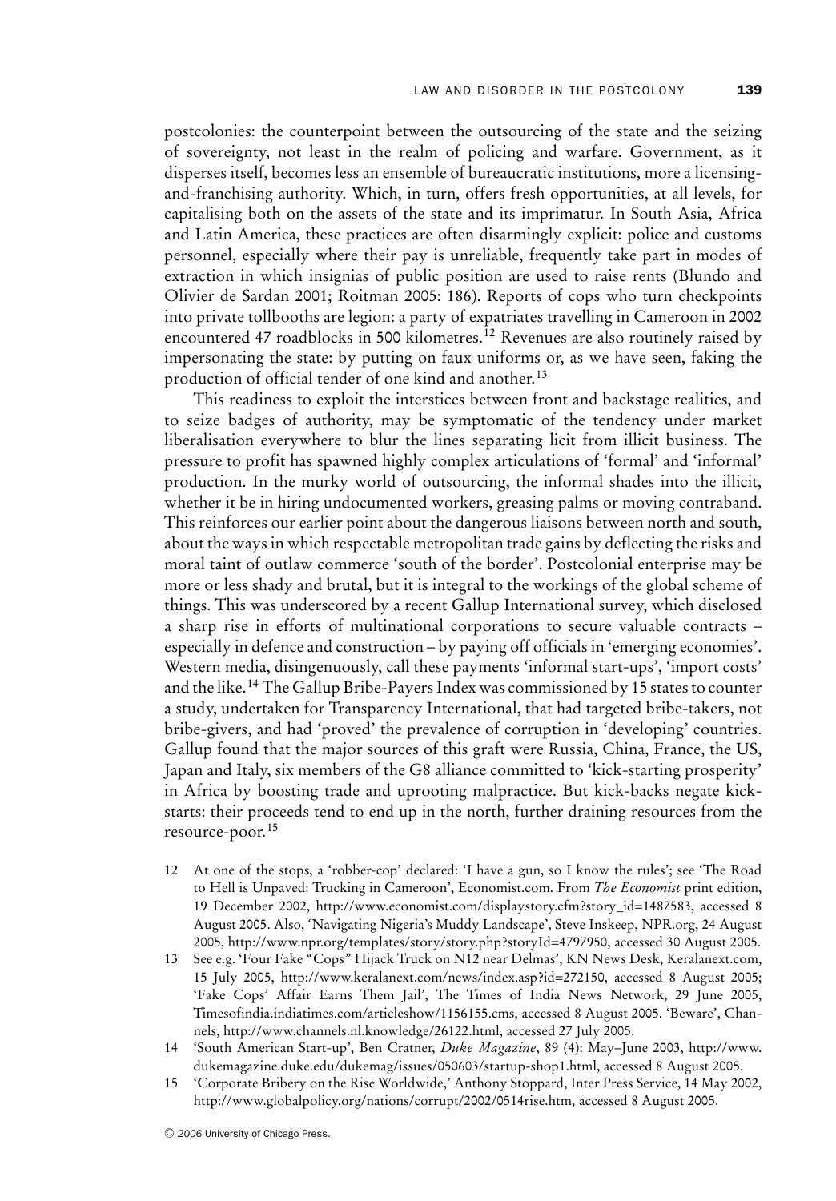postcolonies: the counterpoint between the outsourcing of the state and the seizing of sovereignty, not least in the realm of policing and warfare. Government, as it disperses itself, becomes less an ensemble of bureaucratic institutions, more a licensing-and-franchising authority. Which, in turn, offers fresh opportunities, at all levels, for capitalising both on the assets of the state and its imprimatur. In South Asia, Africa and Latin America, these practices are often disarmingly explicit: police and customs personnel, especially where their pay is unreliable, frequently take part in modes of extraction in which insignias of public position are used to raise rents (Blundo and Olivier de Sardan 2001; Roitman 2005: 186). Reports of cops who turn checkpoints into private tollbooths are legion: a party of expatriates travelling in Cameroon in 2002 encountered 47 roadblocks in 500 kilometres.[12] Revenues are also routinely raised by impersonating the state: by putting on faux uniforms or, as we have seen, faking the production of official tender of one kind and another.[13]

This readiness to exploit the interstices between front and backstage realities, and to seize badges of authority, may be symptomatic of the tendency under market liberalisation everywhere to blur the lines separating licit from illicit business. The pressure to profit has spawned highly complex articulations of 'formal' and 'informal' production. In the murky world of outsourcing, the informal shades into the illicit, whether it be in hiring undocumented workers, greasing palms or moving contraband. This reinforces our earlier point about the dangerous liaisons between north and south, about the ways in which respectable metropolitan trade gains by deflecting the risks and moral taint of outlaw commerce 'south of the border'. Postcolonial enterprise may be more or less shady and brutal, but it is integral to the workings of the global scheme of things. This was underscored by a recent Gallup International survey, which disclosed a sharp rise in efforts of multinational corporations to secure valuable contracts – especially in defence and construction – by paying off officials in 'emerging economies'. Western media, disingenuously, call these payments 'informal start-ups', 'import costs' and the like.[14] The Gallup Bribe-Payers Index was commissioned by 15 states to counter a study, undertaken for Transparency International, that had targeted bribe-takers, not bribe-givers, and had 'proved' the prevalence of corruption in 'developing' countries. Gallup found that the major sources of this graft were Russia, China, France, the US, Japan and Italy, six members of the G8 alliance committed to 'kick-starting prosperity' in Africa by boosting trade and uprooting malpractice. But kick-backs negate kick-starts: their proceeds tend to end up in the north, further draining resources from the resource-poor.[15]

12 At one of the stops, a 'robber-cop' declared: 'I have a gun, so I know the rules'; see 'The Road to Hell is Unpaved: Trucking in Cameroon', Economist.com. From *The Economist* print edition, 19 December 2002, http://www.economist.com/displaystory.cfm?story_id=1487583, accessed 8 August 2005. Also, 'Navigating Nigeria's Muddy Landscape', Steve Inskeep, NPR.org, 24 August 2005, http://www.npr.org/templates/story/story.php?storyId=4797950, accessed 30 August 2005.

13 See e.g. 'Four Fake "Cops" Hijack Truck on N12 near Delmas', KN News Desk, Keralanext.com, 15 July 2005, http://www.keralanext.com/news/index.asp?id=272150, accessed 8 August 2005; 'Fake Cops' Affair Earns Them Jail', The Times of India News Network, 29 June 2005, Timesofindia.indiatimes.com/articleshow/1156155.cms, accessed 8 August 2005. 'Beware', Channels, http://www.channels.nl.knowledge/26122.html, accessed 27 July 2005.

14 'South American Start-up', Ben Cratner, *Duke Magazine*, 89 (4): May–June 2003, http://www.dukemagazine.duke.edu/dukemag/issues/050603/startup-shop1.html, accessed 8 August 2005.

15 'Corporate Bribery on the Rise Worldwide,' Anthony Stoppard, Inter Press Service, 14 May 2002, http://www.globalpolicy.org/nations/corrupt/2002/0514rise.htm, accessed 8 August 2005.

© 2006 University of Chicago Press.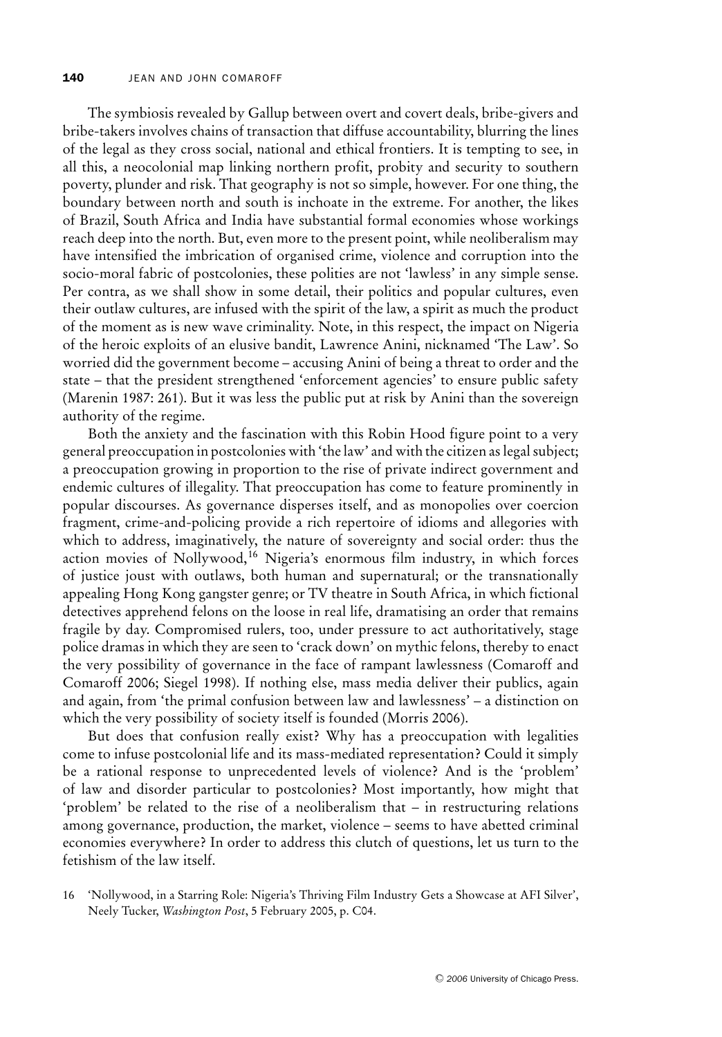The symbiosis revealed by Gallup between overt and covert deals, bribe-givers and bribe-takers involves chains of transaction that diffuse accountability, blurring the lines of the legal as they cross social, national and ethical frontiers. It is tempting to see, in all this, a neocolonial map linking northern profit, probity and security to southern poverty, plunder and risk. That geography is not so simple, however. For one thing, the boundary between north and south is inchoate in the extreme. For another, the likes of Brazil, South Africa and India have substantial formal economies whose workings reach deep into the north. But, even more to the present point, while neoliberalism may have intensified the imbrication of organised crime, violence and corruption into the socio-moral fabric of postcolonies, these polities are not 'lawless' in any simple sense. Per contra, as we shall show in some detail, their politics and popular cultures, even their outlaw cultures, are infused with the spirit of the law, a spirit as much the product of the moment as is new wave criminality. Note, in this respect, the impact on Nigeria of the heroic exploits of an elusive bandit, Lawrence Anini, nicknamed 'The Law'. So worried did the government become – accusing Anini of being a threat to order and the state – that the president strengthened 'enforcement agencies' to ensure public safety (Marenin 1987: 261). But it was less the public put at risk by Anini than the sovereign authority of the regime.

Both the anxiety and the fascination with this Robin Hood figure point to a very general preoccupation in postcolonies with 'the law' and with the citizen as legal subject; a preoccupation growing in proportion to the rise of private indirect government and endemic cultures of illegality. That preoccupation has come to feature prominently in popular discourses. As governance disperses itself, and as monopolies over coercion fragment, crime-and-policing provide a rich repertoire of idioms and allegories with which to address, imaginatively, the nature of sovereignty and social order: thus the action movies of Nollywood,[16] Nigeria's enormous film industry, in which forces of justice joust with outlaws, both human and supernatural; or the transnationally appealing Hong Kong gangster genre; or TV theatre in South Africa, in which fictional detectives apprehend felons on the loose in real life, dramatising an order that remains fragile by day. Compromised rulers, too, under pressure to act authoritatively, stage police dramas in which they are seen to 'crack down' on mythic felons, thereby to enact the very possibility of governance in the face of rampant lawlessness (Comaroff and Comaroff 2006; Siegel 1998). If nothing else, mass media deliver their publics, again and again, from 'the primal confusion between law and lawlessness' – a distinction on which the very possibility of society itself is founded (Morris 2006).

But does that confusion really exist? Why has a preoccupation with legalities come to infuse postcolonial life and its mass-mediated representation? Could it simply be a rational response to unprecedented levels of violence? And is the 'problem' of law and disorder particular to postcolonies? Most importantly, how might that 'problem' be related to the rise of a neoliberalism that – in restructuring relations among governance, production, the market, violence – seems to have abetted criminal economies everywhere? In order to address this clutch of questions, let us turn to the fetishism of the law itself.

16 'Nollywood, in a Starring Role: Nigeria's Thriving Film Industry Gets a Showcase at AFI Silver', Neely Tucker, *Washington Post*, 5 February 2005, p. C04.

© 2006 University of Chicago Press.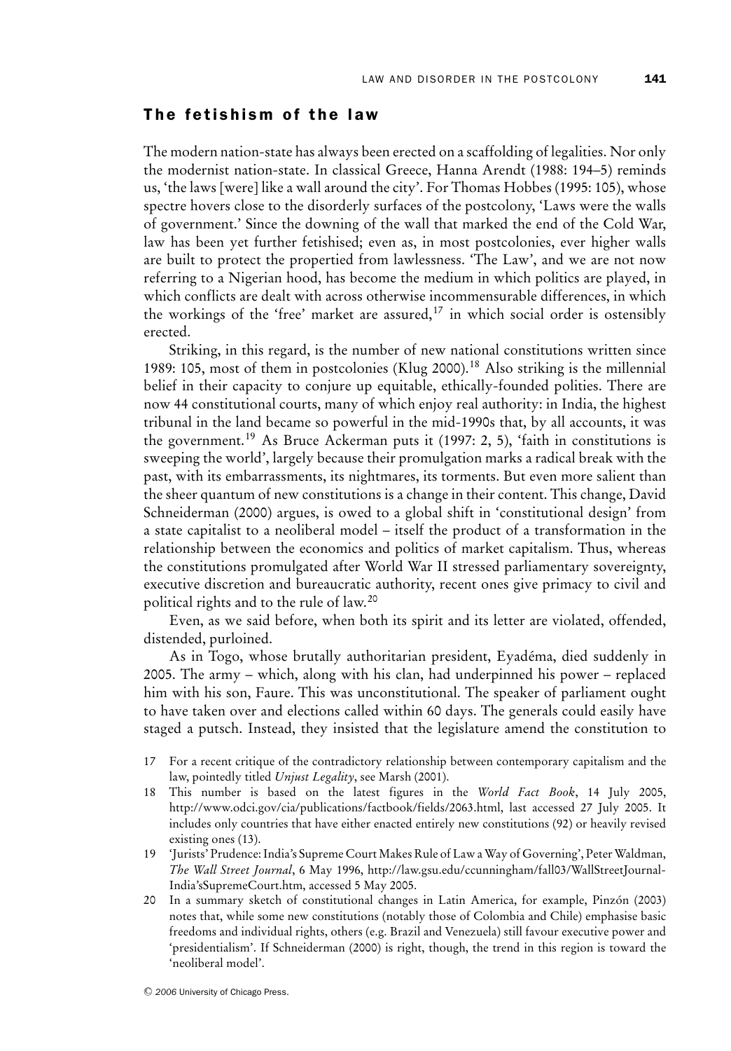## The fetishism of the law

The modern nation-state has always been erected on a scaffolding of legalities. Nor only the modernist nation-state. In classical Greece, Hanna Arendt (1988: 194–5) reminds us, 'the laws [were] like a wall around the city'. For Thomas Hobbes (1995: 105), whose spectre hovers close to the disorderly surfaces of the postcolony, 'Laws were the walls of government.' Since the downing of the wall that marked the end of the Cold War, law has been yet further fetishised; even as, in most postcolonies, ever higher walls are built to protect the propertied from lawlessness. 'The Law', and we are not now referring to a Nigerian hood, has become the medium in which politics are played, in which conflicts are dealt with across otherwise incommensurable differences, in which the workings of the 'free' market are assured,[17] in which social order is ostensibly erected.

Striking, in this regard, is the number of new national constitutions written since 1989: 105, most of them in postcolonies (Klug 2000).[18] Also striking is the millennial belief in their capacity to conjure up equitable, ethically-founded polities. There are now 44 constitutional courts, many of which enjoy real authority: in India, the highest tribunal in the land became so powerful in the mid-1990s that, by all accounts, it was the government.[19] As Bruce Ackerman puts it (1997: 2, 5), 'faith in constitutions is sweeping the world', largely because their promulgation marks a radical break with the past, with its embarrassments, its nightmares, its torments. But even more salient than the sheer quantum of new constitutions is a change in their content. This change, David Schneiderman (2000) argues, is owed to a global shift in 'constitutional design' from a state capitalist to a neoliberal model – itself the product of a transformation in the relationship between the economics and politics of market capitalism. Thus, whereas the constitutions promulgated after World War II stressed parliamentary sovereignty, executive discretion and bureaucratic authority, recent ones give primacy to civil and political rights and to the rule of law.[20]

Even, as we said before, when both its spirit and its letter are violated, offended, distended, purloined.

As in Togo, whose brutally authoritarian president, Eyadéma, died suddenly in 2005. The army – which, along with his clan, had underpinned his power – replaced him with his son, Faure. This was unconstitutional. The speaker of parliament ought to have taken over and elections called within 60 days. The generals could easily have staged a putsch. Instead, they insisted that the legislature amend the constitution to

17 For a recent critique of the contradictory relationship between contemporary capitalism and the law, pointedly titled *Unjust Legality*, see Marsh (2001).

18 This number is based on the latest figures in the *World Fact Book*, 14 July 2005, http://www.odci.gov/cia/publications/factbook/fields/2063.html, last accessed 27 July 2005. It includes only countries that have either enacted entirely new constitutions (92) or heavily revised existing ones (13).

19 'Jurists' Prudence: India's Supreme Court Makes Rule of Law a Way of Governing', Peter Waldman, *The Wall Street Journal*, 6 May 1996, http://law.gsu.edu/ccunningham/fall03/WallStreetJournal-India'sSupremeCourt.htm, accessed 5 May 2005.

20 In a summary sketch of constitutional changes in Latin America, for example, Pinzón (2003) notes that, while some new constitutions (notably those of Colombia and Chile) emphasise basic freedoms and individual rights, others (e.g. Brazil and Venezuela) still favour executive power and 'presidentialism'. If Schneiderman (2000) is right, though, the trend in this region is toward the 'neoliberal model'.

© 2006 University of Chicago Press.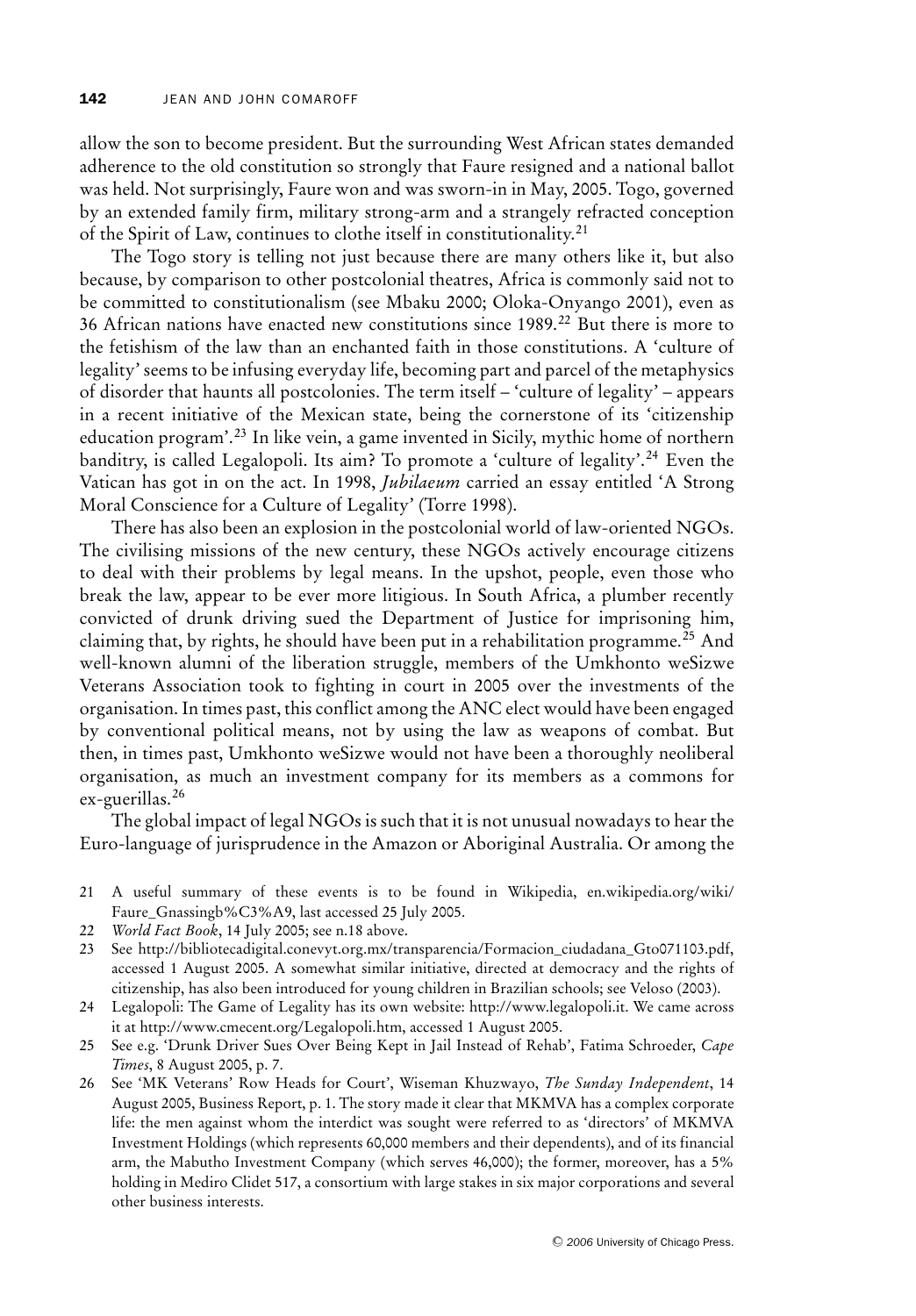allow the son to become president. But the surrounding West African states demanded adherence to the old constitution so strongly that Faure resigned and a national ballot was held. Not surprisingly, Faure won and was sworn-in in May, 2005. Togo, governed by an extended family firm, military strong-arm and a strangely refracted conception of the Spirit of Law, continues to clothe itself in constitutionality.[21]

The Togo story is telling not just because there are many others like it, but also because, by comparison to other postcolonial theatres, Africa is commonly said not to be committed to constitutionalism (see Mbaku 2000; Oloka-Onyango 2001), even as 36 African nations have enacted new constitutions since 1989.[22] But there is more to the fetishism of the law than an enchanted faith in those constitutions. A 'culture of legality' seems to be infusing everyday life, becoming part and parcel of the metaphysics of disorder that haunts all postcolonies. The term itself – 'culture of legality' – appears in a recent initiative of the Mexican state, being the cornerstone of its 'citizenship education program'.[23] In like vein, a game invented in Sicily, mythic home of northern banditry, is called Legalopoli. Its aim? To promote a 'culture of legality'.[24] Even the Vatican has got in on the act. In 1998, *Jubilaeum* carried an essay entitled 'A Strong Moral Conscience for a Culture of Legality' (Torre 1998).

There has also been an explosion in the postcolonial world of law-oriented NGOs. The civilising missions of the new century, these NGOs actively encourage citizens to deal with their problems by legal means. In the upshot, people, even those who break the law, appear to be ever more litigious. In South Africa, a plumber recently convicted of drunk driving sued the Department of Justice for imprisoning him, claiming that, by rights, he should have been put in a rehabilitation programme.[25] And well-known alumni of the liberation struggle, members of the Umkhonto weSizwe Veterans Association took to fighting in court in 2005 over the investments of the organisation. In times past, this conflict among the ANC elect would have been engaged by conventional political means, not by using the law as weapons of combat. But then, in times past, Umkhonto weSizwe would not have been a thoroughly neoliberal organisation, as much an investment company for its members as a commons for ex-guerillas.[26]

The global impact of legal NGOs is such that it is not unusual nowadays to hear the Euro-language of jurisprudence in the Amazon or Aboriginal Australia. Or among the

21 A useful summary of these events is to be found in Wikipedia, en.wikipedia.org/wiki/Faure_Gnassingb%C3%A9, last accessed 25 July 2005.

22 *World Fact Book*, 14 July 2005; see n.18 above.

23 See http://bibliotecadigital.conevyt.org.mx/transparencia/Formacion_ciudadana_Gto071103.pdf, accessed 1 August 2005. A somewhat similar initiative, directed at democracy and the rights of citizenship, has also been introduced for young children in Brazilian schools; see Veloso (2003).

24 Legalopoli: The Game of Legality has its own website: http://www.legalopoli.it. We came across it at http://www.cmecent.org/Legalopoli.htm, accessed 1 August 2005.

25 See e.g. 'Drunk Driver Sues Over Being Kept in Jail Instead of Rehab', Fatima Schroeder, *Cape Times*, 8 August 2005, p. 7.

26 See 'MK Veterans' Row Heads for Court', Wiseman Khuzwayo, *The Sunday Independent*, 14 August 2005, Business Report, p. 1. The story made it clear that MKMVA has a complex corporate life: the men against whom the interdict was sought were referred to as 'directors' of MKMVA Investment Holdings (which represents 60,000 members and their dependents), and of its financial arm, the Mabutho Investment Company (which serves 46,000); the former, moreover, has a 5% holding in Mediro Clidet 517, a consortium with large stakes in six major corporations and several other business interests.

© 2006 University of Chicago Press.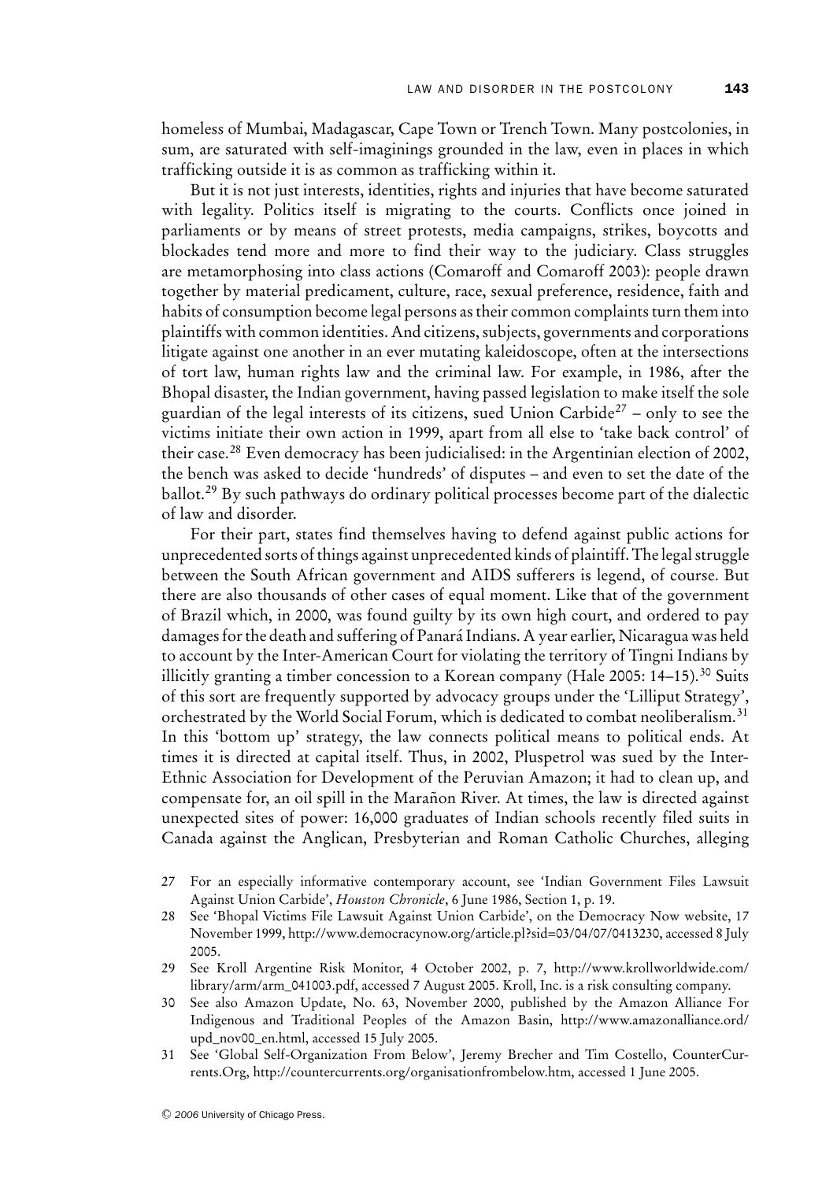homeless of Mumbai, Madagascar, Cape Town or Trench Town. Many postcolonies, in sum, are saturated with self-imaginings grounded in the law, even in places in which trafficking outside it is as common as trafficking within it.

But it is not just interests, identities, rights and injuries that have become saturated with legality. Politics itself is migrating to the courts. Conflicts once joined in parliaments or by means of street protests, media campaigns, strikes, boycotts and blockades tend more and more to find their way to the judiciary. Class struggles are metamorphosing into class actions (Comaroff and Comaroff 2003): people drawn together by material predicament, culture, race, sexual preference, residence, faith and habits of consumption become legal persons as their common complaints turn them into plaintiffs with common identities. And citizens, subjects, governments and corporations litigate against one another in an ever mutating kaleidoscope, often at the intersections of tort law, human rights law and the criminal law. For example, in 1986, after the Bhopal disaster, the Indian government, having passed legislation to make itself the sole guardian of the legal interests of its citizens, sued Union Carbide[27] – only to see the victims initiate their own action in 1999, apart from all else to 'take back control' of their case.[28] Even democracy has been judicialised: in the Argentinian election of 2002, the bench was asked to decide 'hundreds' of disputes – and even to set the date of the ballot.[29] By such pathways do ordinary political processes become part of the dialectic of law and disorder.

For their part, states find themselves having to defend against public actions for unprecedented sorts of things against unprecedented kinds of plaintiff. The legal struggle between the South African government and AIDS sufferers is legend, of course. But there are also thousands of other cases of equal moment. Like that of the government of Brazil which, in 2000, was found guilty by its own high court, and ordered to pay damages for the death and suffering of Panará Indians. A year earlier, Nicaragua was held to account by the Inter-American Court for violating the territory of Tingni Indians by illicitly granting a timber concession to a Korean company (Hale 2005: 14–15).[30] Suits of this sort are frequently supported by advocacy groups under the 'Lilliput Strategy', orchestrated by the World Social Forum, which is dedicated to combat neoliberalism.[31] In this 'bottom up' strategy, the law connects political means to political ends. At times it is directed at capital itself. Thus, in 2002, Pluspetrol was sued by the Inter-Ethnic Association for Development of the Peruvian Amazon; it had to clean up, and compensate for, an oil spill in the Marañon River. At times, the law is directed against unexpected sites of power: 16,000 graduates of Indian schools recently filed suits in Canada against the Anglican, Presbyterian and Roman Catholic Churches, alleging

27 For an especially informative contemporary account, see 'Indian Government Files Lawsuit Against Union Carbide', *Houston Chronicle*, 6 June 1986, Section 1, p. 19.

28 See 'Bhopal Victims File Lawsuit Against Union Carbide', on the Democracy Now website, 17 November 1999, http://www.democracynow.org/article.pl?sid=03/04/07/0413230, accessed 8 July 2005.

29 See Kroll Argentine Risk Monitor, 4 October 2002, p. 7, http://www.krollworldwide.com/library/arm/arm_041003.pdf, accessed 7 August 2005. Kroll, Inc. is a risk consulting company.

30 See also Amazon Update, No. 63, November 2000, published by the Amazon Alliance For Indigenous and Traditional Peoples of the Amazon Basin, http://www.amazonalliance.ord/upd_nov00_en.html, accessed 15 July 2005.

31 See 'Global Self-Organization From Below', Jeremy Brecher and Tim Costello, CounterCurrents.Org, http://countercurrents.org/organisationfrombelow.htm, accessed 1 June 2005.

© 2006 University of Chicago Press.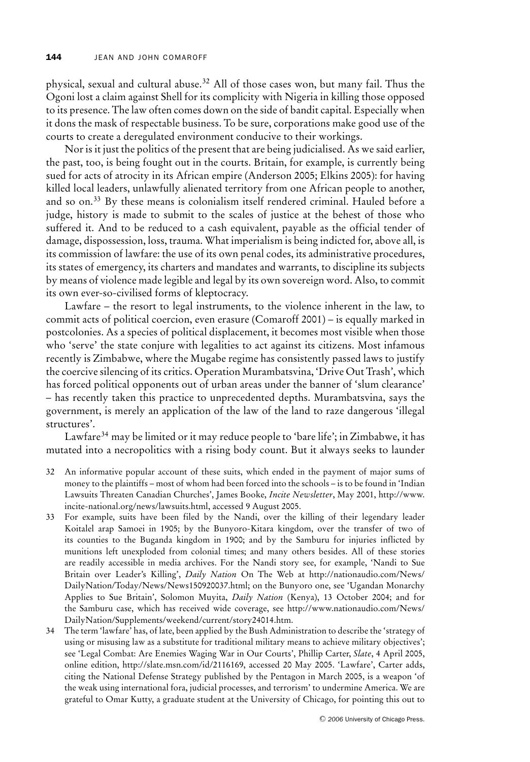physical, sexual and cultural abuse.[32] All of those cases won, but many fail. Thus the Ogoni lost a claim against Shell for its complicity with Nigeria in killing those opposed to its presence. The law often comes down on the side of bandit capital. Especially when it dons the mask of respectable business. To be sure, corporations make good use of the courts to create a deregulated environment conducive to their workings.

Nor is it just the politics of the present that are being judicialised. As we said earlier, the past, too, is being fought out in the courts. Britain, for example, is currently being sued for acts of atrocity in its African empire (Anderson 2005; Elkins 2005): for having killed local leaders, unlawfully alienated territory from one African people to another, and so on.[33] By these means is colonialism itself rendered criminal. Hauled before a judge, history is made to submit to the scales of justice at the behest of those who suffered it. And to be reduced to a cash equivalent, payable as the official tender of damage, dispossession, loss, trauma. What imperialism is being indicted for, above all, is its commission of lawfare: the use of its own penal codes, its administrative procedures, its states of emergency, its charters and mandates and warrants, to discipline its subjects by means of violence made legible and legal by its own sovereign word. Also, to commit its own ever-so-civilised forms of kleptocracy.

Lawfare – the resort to legal instruments, to the violence inherent in the law, to commit acts of political coercion, even erasure (Comaroff 2001) – is equally marked in postcolonies. As a species of political displacement, it becomes most visible when those who 'serve' the state conjure with legalities to act against its citizens. Most infamous recently is Zimbabwe, where the Mugabe regime has consistently passed laws to justify the coercive silencing of its critics. Operation Murambatsvina, 'Drive Out Trash', which has forced political opponents out of urban areas under the banner of 'slum clearance' – has recently taken this practice to unprecedented depths. Murambatsvina, says the government, is merely an application of the law of the land to raze dangerous 'illegal structures'.

Lawfare[34] may be limited or it may reduce people to 'bare life'; in Zimbabwe, it has mutated into a necropolitics with a rising body count. But it always seeks to launder

32 An informative popular account of these suits, which ended in the payment of major sums of money to the plaintiffs – most of whom had been forced into the schools – is to be found in 'Indian Lawsuits Threaten Canadian Churches', James Booke, *Incite Newsletter*, May 2001, http://www.incite-national.org/news/lawsuits.html, accessed 9 August 2005.

33 For example, suits have been filed by the Nandi, over the killing of their legendary leader Koitalel arap Samoei in 1905; by the Bunyoro-Kitara kingdom, over the transfer of two of its counties to the Buganda kingdom in 1900; and by the Samburu for injuries inflicted by munitions left unexploded from colonial times; and many others besides. All of these stories are readily accessible in media archives. For the Nandi story see, for example, 'Nandi to Sue Britain over Leader's Killing', *Daily Nation* On The Web at http://nationaudio.com/News/DailyNation/Today/News/News150920037.html; on the Bunyoro one, see 'Ugandan Monarchy Applies to Sue Britain', Solomon Muyita, *Daily Nation* (Kenya), 13 October 2004; and for the Samburu case, which has received wide coverage, see http://www.nationaudio.com/News/DailyNation/Supplements/weekend/current/story24014.htm.

34 The term 'lawfare' has, of late, been applied by the Bush Administration to describe the 'strategy of using or misusing law as a substitute for traditional military means to achieve military objectives'; see 'Legal Combat: Are Enemies Waging War in Our Courts', Phillip Carter, *Slate*, 4 April 2005, online edition, http://slate.msn.com/id/2116169, accessed 20 May 2005. 'Lawfare', Carter adds, citing the National Defense Strategy published by the Pentagon in March 2005, is a weapon 'of the weak using international fora, judicial processes, and terrorism' to undermine America. We are grateful to Omar Kutty, a graduate student at the University of Chicago, for pointing this out to

© 2006 University of Chicago Press.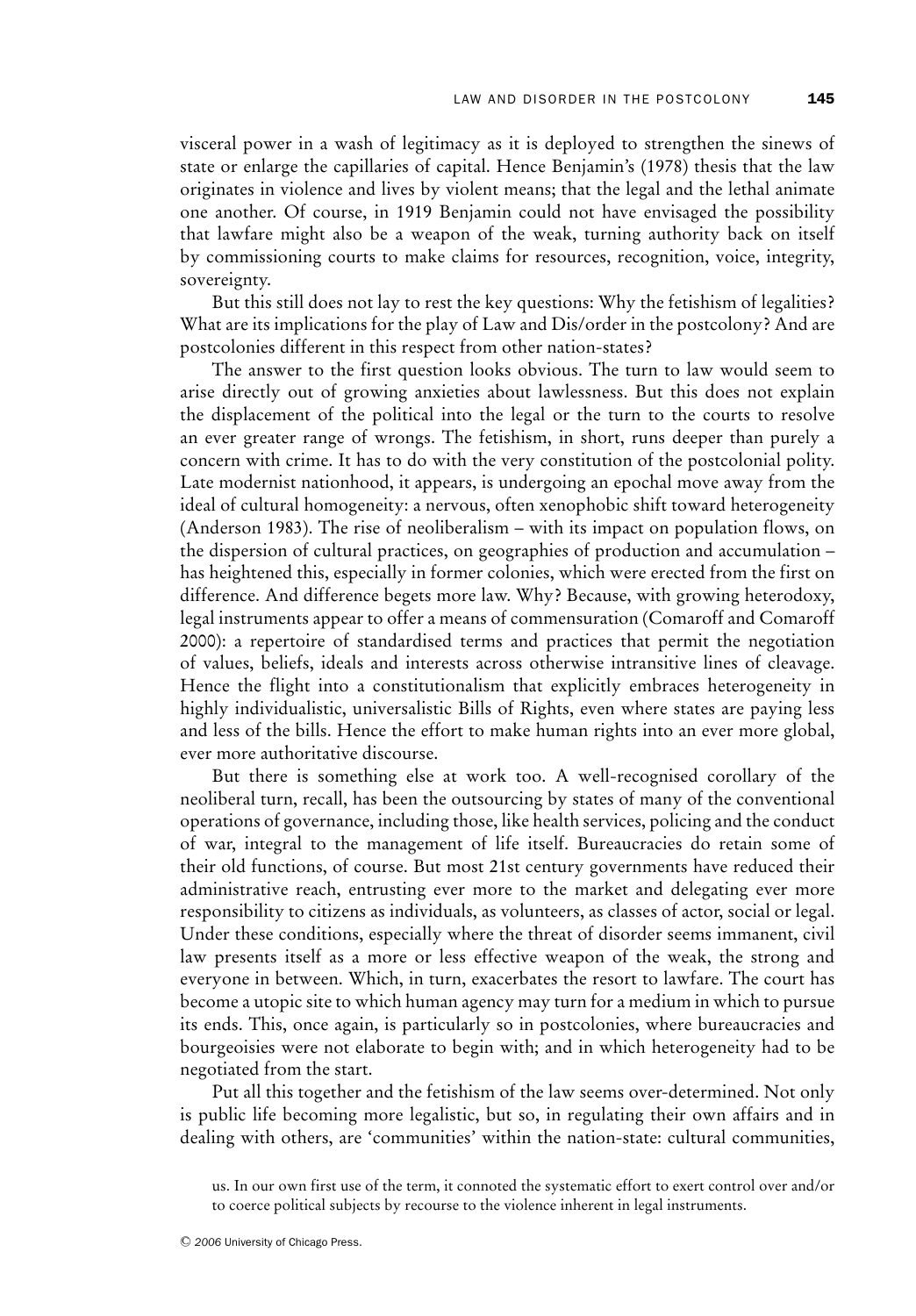visceral power in a wash of legitimacy as it is deployed to strengthen the sinews of state or enlarge the capillaries of capital. Hence Benjamin's (1978) thesis that the law originates in violence and lives by violent means; that the legal and the lethal animate one another. Of course, in 1919 Benjamin could not have envisaged the possibility that lawfare might also be a weapon of the weak, turning authority back on itself by commissioning courts to make claims for resources, recognition, voice, integrity, sovereignty.

But this still does not lay to rest the key questions: Why the fetishism of legalities? What are its implications for the play of Law and Dis/order in the postcolony? And are postcolonies different in this respect from other nation-states?

The answer to the first question looks obvious. The turn to law would seem to arise directly out of growing anxieties about lawlessness. But this does not explain the displacement of the political into the legal or the turn to the courts to resolve an ever greater range of wrongs. The fetishism, in short, runs deeper than purely a concern with crime. It has to do with the very constitution of the postcolonial polity. Late modernist nationhood, it appears, is undergoing an epochal move away from the ideal of cultural homogeneity: a nervous, often xenophobic shift toward heterogeneity (Anderson 1983). The rise of neoliberalism – with its impact on population flows, on the dispersion of cultural practices, on geographies of production and accumulation – has heightened this, especially in former colonies, which were erected from the first on difference. And difference begets more law. Why? Because, with growing heterodoxy, legal instruments appear to offer a means of commensuration (Comaroff and Comaroff 2000): a repertoire of standardised terms and practices that permit the negotiation of values, beliefs, ideals and interests across otherwise intransitive lines of cleavage. Hence the flight into a constitutionalism that explicitly embraces heterogeneity in highly individualistic, universalistic Bills of Rights, even where states are paying less and less of the bills. Hence the effort to make human rights into an ever more global, ever more authoritative discourse.

But there is something else at work too. A well-recognised corollary of the neoliberal turn, recall, has been the outsourcing by states of many of the conventional operations of governance, including those, like health services, policing and the conduct of war, integral to the management of life itself. Bureaucracies do retain some of their old functions, of course. But most 21st century governments have reduced their administrative reach, entrusting ever more to the market and delegating ever more responsibility to citizens as individuals, as volunteers, as classes of actor, social or legal. Under these conditions, especially where the threat of disorder seems immanent, civil law presents itself as a more or less effective weapon of the weak, the strong and everyone in between. Which, in turn, exacerbates the resort to lawfare. The court has become a utopic site to which human agency may turn for a medium in which to pursue its ends. This, once again, is particularly so in postcolonies, where bureaucracies and bourgeoisies were not elaborate to begin with; and in which heterogeneity had to be negotiated from the start.

Put all this together and the fetishism of the law seems over-determined. Not only is public life becoming more legalistic, but so, in regulating their own affairs and in dealing with others, are 'communities' within the nation-state: cultural communities,

us. In our own first use of the term, it connoted the systematic effort to exert control over and/or to coerce political subjects by recourse to the violence inherent in legal instruments.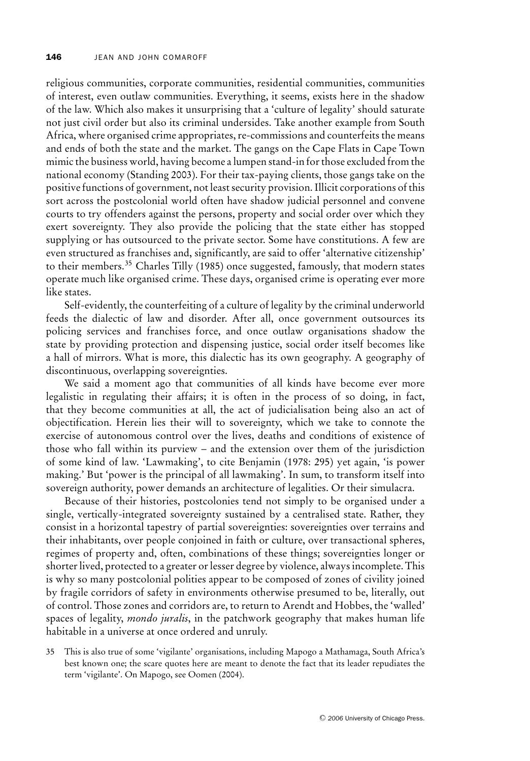religious communities, corporate communities, residential communities, communities of interest, even outlaw communities. Everything, it seems, exists here in the shadow of the law. Which also makes it unsurprising that a 'culture of legality' should saturate not just civil order but also its criminal undersides. Take another example from South Africa, where organised crime appropriates, re-commissions and counterfeits the means and ends of both the state and the market. The gangs on the Cape Flats in Cape Town mimic the business world, having become a lumpen stand-in for those excluded from the national economy (Standing 2003). For their tax-paying clients, those gangs take on the positive functions of government, not least security provision. Illicit corporations of this sort across the postcolonial world often have shadow judicial personnel and convene courts to try offenders against the persons, property and social order over which they exert sovereignty. They also provide the policing that the state either has stopped supplying or has outsourced to the private sector. Some have constitutions. A few are even structured as franchises and, significantly, are said to offer 'alternative citizenship' to their members.[35] Charles Tilly (1985) once suggested, famously, that modern states operate much like organised crime. These days, organised crime is operating ever more like states.

Self-evidently, the counterfeiting of a culture of legality by the criminal underworld feeds the dialectic of law and disorder. After all, once government outsources its policing services and franchises force, and once outlaw organisations shadow the state by providing protection and dispensing justice, social order itself becomes like a hall of mirrors. What is more, this dialectic has its own geography. A geography of discontinuous, overlapping sovereignties.

We said a moment ago that communities of all kinds have become ever more legalistic in regulating their affairs; it is often in the process of so doing, in fact, that they become communities at all, the act of judicialisation being also an act of objectification. Herein lies their will to sovereignty, which we take to connote the exercise of autonomous control over the lives, deaths and conditions of existence of those who fall within its purview – and the extension over them of the jurisdiction of some kind of law. 'Lawmaking', to cite Benjamin (1978: 295) yet again, 'is power making.' But 'power is the principal of all lawmaking'. In sum, to transform itself into sovereign authority, power demands an architecture of legalities. Or their simulacra.

Because of their histories, postcolonies tend not simply to be organised under a single, vertically-integrated sovereignty sustained by a centralised state. Rather, they consist in a horizontal tapestry of partial sovereignties: sovereignties over terrains and their inhabitants, over people conjoined in faith or culture, over transactional spheres, regimes of property and, often, combinations of these things; sovereignties longer or shorter lived, protected to a greater or lesser degree by violence, always incomplete. This is why so many postcolonial polities appear to be composed of zones of civility joined by fragile corridors of safety in environments otherwise presumed to be, literally, out of control. Those zones and corridors are, to return to Arendt and Hobbes, the 'walled' spaces of legality, *mondo juralis*, in the patchwork geography that makes human life habitable in a universe at once ordered and unruly.

35 This is also true of some 'vigilante' organisations, including Mapogo a Mathamaga, South Africa's best known one; the scare quotes here are meant to denote the fact that its leader repudiates the term 'vigilante'. On Mapogo, see Oomen (2004).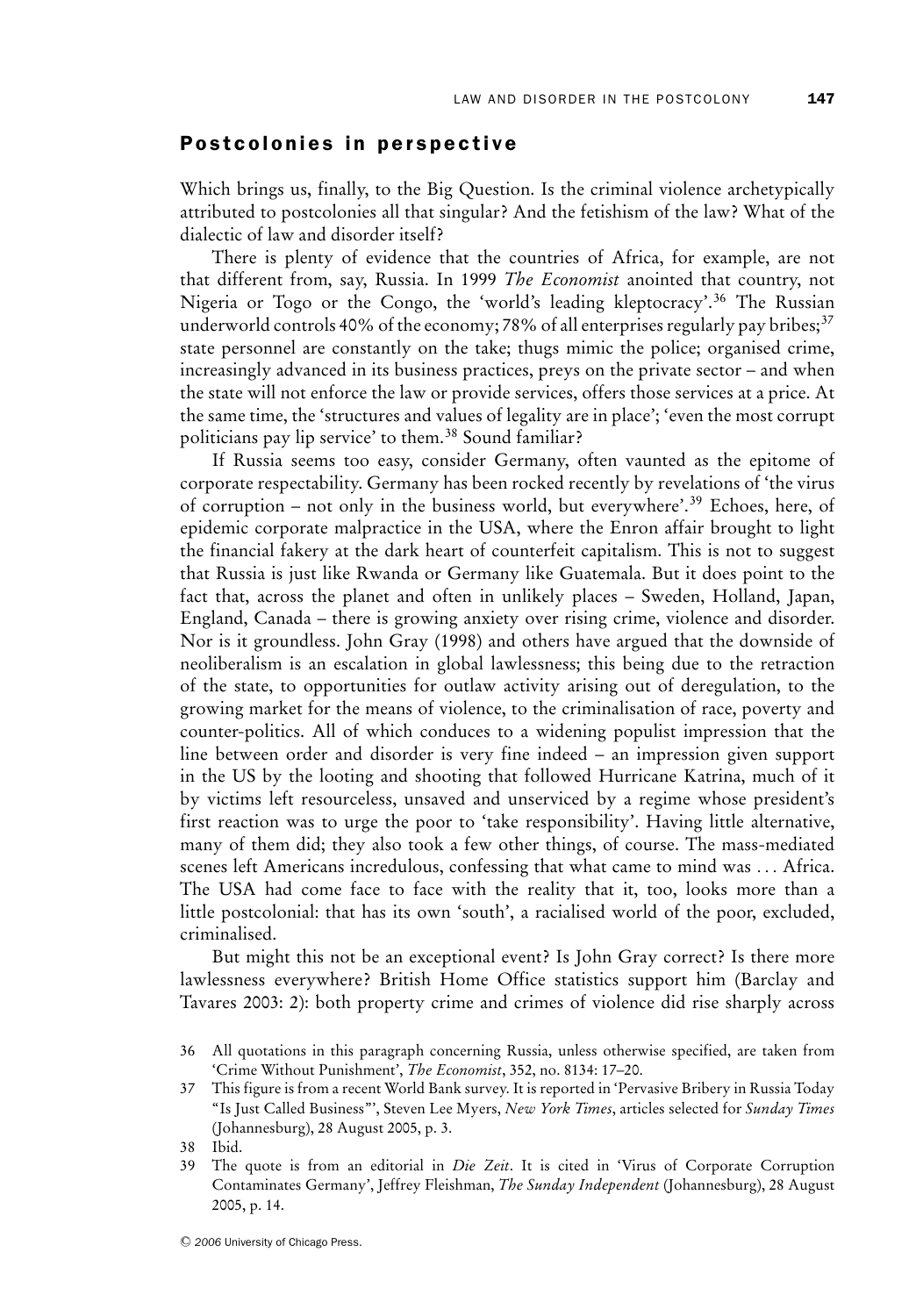## Postcolonies in perspective

Which brings us, finally, to the Big Question. Is the criminal violence archetypically attributed to postcolonies all that singular? And the fetishism of the law? What of the dialectic of law and disorder itself?

There is plenty of evidence that the countries of Africa, for example, are not that different from, say, Russia. In 1999 *The Economist* anointed that country, not Nigeria or Togo or the Congo, the 'world's leading kleptocracy'.[36] The Russian underworld controls 40% of the economy; 78% of all enterprises regularly pay bribes;[37] state personnel are constantly on the take; thugs mimic the police; organised crime, increasingly advanced in its business practices, preys on the private sector – and when the state will not enforce the law or provide services, offers those services at a price. At the same time, the 'structures and values of legality are in place'; 'even the most corrupt politicians pay lip service' to them.[38] Sound familiar?

If Russia seems too easy, consider Germany, often vaunted as the epitome of corporate respectability. Germany has been rocked recently by revelations of 'the virus of corruption – not only in the business world, but everywhere'.[39] Echoes, here, of epidemic corporate malpractice in the USA, where the Enron affair brought to light the financial fakery at the dark heart of counterfeit capitalism. This is not to suggest that Russia is just like Rwanda or Germany like Guatemala. But it does point to the fact that, across the planet and often in unlikely places – Sweden, Holland, Japan, England, Canada – there is growing anxiety over rising crime, violence and disorder. Nor is it groundless. John Gray (1998) and others have argued that the downside of neoliberalism is an escalation in global lawlessness; this being due to the retraction of the state, to opportunities for outlaw activity arising out of deregulation, to the growing market for the means of violence, to the criminalisation of race, poverty and counter-politics. All of which conduces to a widening populist impression that the line between order and disorder is very fine indeed – an impression given support in the US by the looting and shooting that followed Hurricane Katrina, much of it by victims left resourceless, unsaved and unserviced by a regime whose president's first reaction was to urge the poor to 'take responsibility'. Having little alternative, many of them did; they also took a few other things, of course. The mass-mediated scenes left Americans incredulous, confessing that what came to mind was ... Africa. The USA had come face to face with the reality that it, too, looks more than a little postcolonial: that has its own 'south', a racialised world of the poor, excluded, criminalised.

But might this not be an exceptional event? Is John Gray correct? Is there more lawlessness everywhere? British Home Office statistics support him (Barclay and Tavares 2003: 2): both property crime and crimes of violence did rise sharply across

36 All quotations in this paragraph concerning Russia, unless otherwise specified, are taken from 'Crime Without Punishment', *The Economist*, 352, no. 8134: 17–20.

37 This figure is from a recent World Bank survey. It is reported in 'Pervasive Bribery in Russia Today "Is Just Called Business"', Steven Lee Myers, *New York Times*, articles selected for *Sunday Times* (Johannesburg), 28 August 2005, p. 3.

38 Ibid.

39 The quote is from an editorial in *Die Zeit*. It is cited in 'Virus of Corporate Corruption Contaminates Germany', Jeffrey Fleishman, *The Sunday Independent* (Johannesburg), 28 August 2005, p. 14.

© 2006 University of Chicago Press.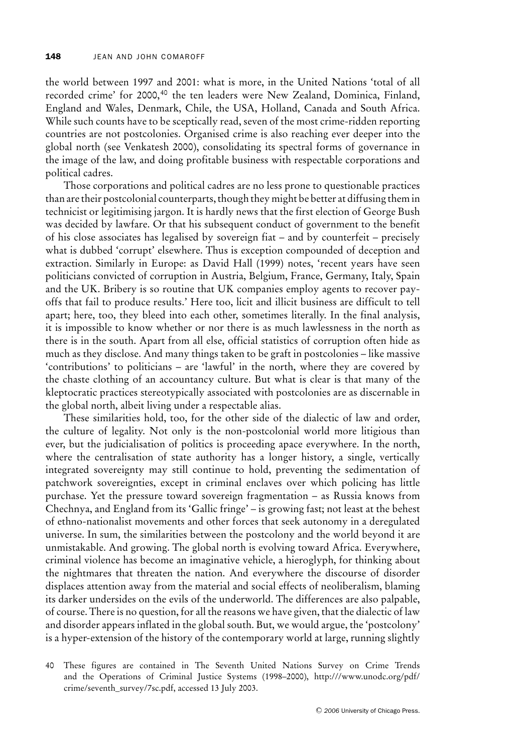the world between 1997 and 2001: what is more, in the United Nations 'total of all recorded crime' for 2000,[40] the ten leaders were New Zealand, Dominica, Finland, England and Wales, Denmark, Chile, the USA, Holland, Canada and South Africa. While such counts have to be sceptically read, seven of the most crime-ridden reporting countries are not postcolonies. Organised crime is also reaching ever deeper into the global north (see Venkatesh 2000), consolidating its spectral forms of governance in the image of the law, and doing profitable business with respectable corporations and political cadres.

Those corporations and political cadres are no less prone to questionable practices than are their postcolonial counterparts, though they might be better at diffusing them in technicist or legitimising jargon. It is hardly news that the first election of George Bush was decided by lawfare. Or that his subsequent conduct of government to the benefit of his close associates has legalised by sovereign fiat – and by counterfeit – precisely what is dubbed 'corrupt' elsewhere. Thus is exception compounded of deception and extraction. Similarly in Europe: as David Hall (1999) notes, 'recent years have seen politicians convicted of corruption in Austria, Belgium, France, Germany, Italy, Spain and the UK. Bribery is so routine that UK companies employ agents to recover pay-offs that fail to produce results.' Here too, licit and illicit business are difficult to tell apart; here, too, they bleed into each other, sometimes literally. In the final analysis, it is impossible to know whether or nor there is as much lawlessness in the north as there is in the south. Apart from all else, official statistics of corruption often hide as much as they disclose. And many things taken to be graft in postcolonies – like massive 'contributions' to politicians – are 'lawful' in the north, where they are covered by the chaste clothing of an accountancy culture. But what is clear is that many of the kleptocratic practices stereotypically associated with postcolonies are as discernable in the global north, albeit living under a respectable alias.

These similarities hold, too, for the other side of the dialectic of law and order, the culture of legality. Not only is the non-postcolonial world more litigious than ever, but the judicialisation of politics is proceeding apace everywhere. In the north, where the centralisation of state authority has a longer history, a single, vertically integrated sovereignty may still continue to hold, preventing the sedimentation of patchwork sovereignties, except in criminal enclaves over which policing has little purchase. Yet the pressure toward sovereign fragmentation – as Russia knows from Chechnya, and England from its 'Gallic fringe' – is growing fast; not least at the behest of ethno-nationalist movements and other forces that seek autonomy in a deregulated universe. In sum, the similarities between the postcolony and the world beyond it are unmistakable. And growing. The global north is evolving toward Africa. Everywhere, criminal violence has become an imaginative vehicle, a hieroglyph, for thinking about the nightmares that threaten the nation. And everywhere the discourse of disorder displaces attention away from the material and social effects of neoliberalism, blaming its darker undersides on the evils of the underworld. The differences are also palpable, of course. There is no question, for all the reasons we have given, that the dialectic of law and disorder appears inflated in the global south. But, we would argue, the 'postcolony' is a hyper-extension of the history of the contemporary world at large, running slightly

40 These figures are contained in The Seventh United Nations Survey on Crime Trends and the Operations of Criminal Justice Systems (1998–2000), http:///www.unodc.org/pdf/crime/seventh_survey/7sc.pdf, accessed 13 July 2003.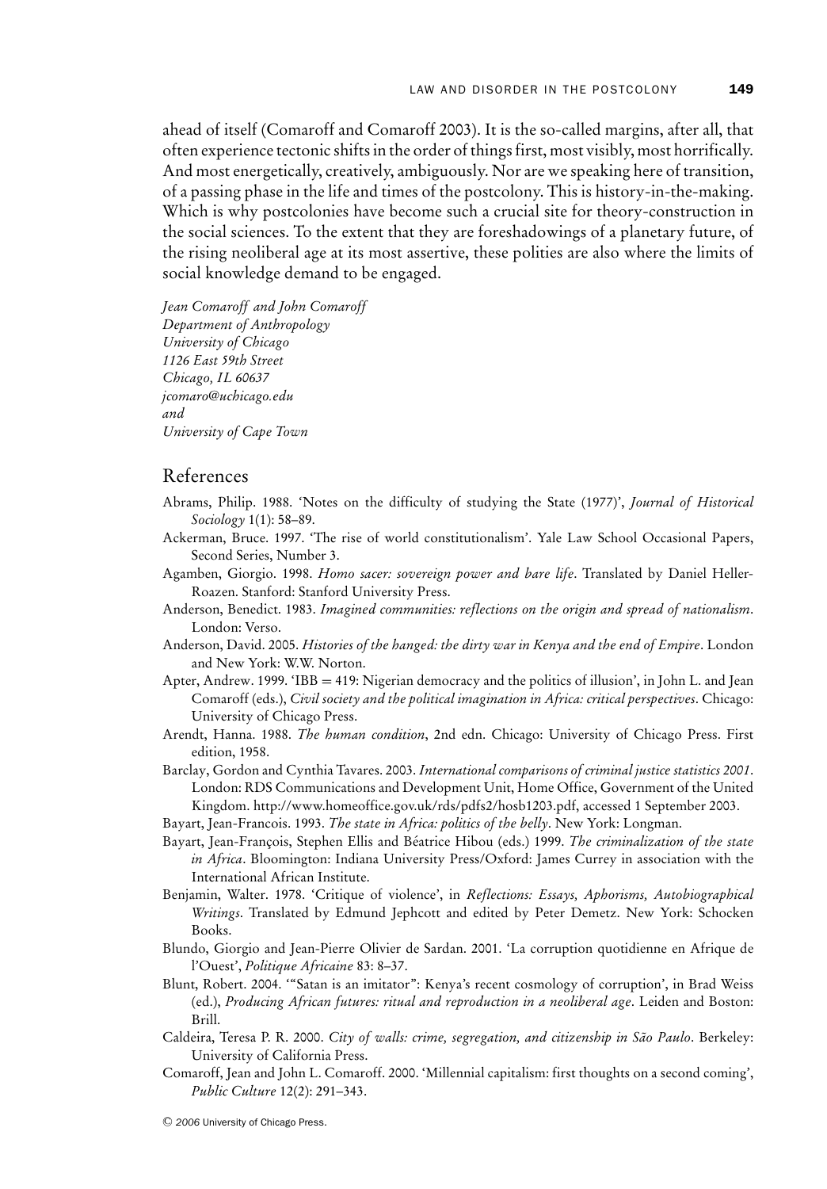ahead of itself (Comaroff and Comaroff 2003). It is the so-called margins, after all, that often experience tectonic shifts in the order of things first, most visibly, most horrifically. And most energetically, creatively, ambiguously. Nor are we speaking here of transition, of a passing phase in the life and times of the postcolony. This is history-in-the-making. Which is why postcolonies have become such a crucial site for theory-construction in the social sciences. To the extent that they are foreshadowings of a planetary future, of the rising neoliberal age at its most assertive, these polities are also where the limits of social knowledge demand to be engaged.

*Jean Comaroff and John Comaroff*
*Department of Anthropology*
*University of Chicago*
*1126 East 59th Street*
*Chicago, IL 60637*
*jcomaro@uchicago.edu*
*and*
*University of Cape Town*

## References

Abrams, Philip. 1988. 'Notes on the difficulty of studying the State (1977)', *Journal of Historical Sociology* 1(1): 58–89.

Ackerman, Bruce. 1997. 'The rise of world constitutionalism'. Yale Law School Occasional Papers, Second Series, Number 3.

Agamben, Giorgio. 1998. *Homo sacer: sovereign power and bare life*. Translated by Daniel Heller-Roazen. Stanford: Stanford University Press.

Anderson, Benedict. 1983. *Imagined communities: reflections on the origin and spread of nationalism*. London: Verso.

Anderson, David. 2005. *Histories of the hanged: the dirty war in Kenya and the end of Empire*. London and New York: W.W. Norton.

Apter, Andrew. 1999. 'IBB = 419: Nigerian democracy and the politics of illusion', in John L. and Jean Comaroff (eds.), *Civil society and the political imagination in Africa: critical perspectives*. Chicago: University of Chicago Press.

Arendt, Hanna. 1988. *The human condition*, 2nd edn. Chicago: University of Chicago Press. First edition, 1958.

Barclay, Gordon and Cynthia Tavares. 2003. *International comparisons of criminal justice statistics 2001*. London: RDS Communications and Development Unit, Home Office, Government of the United Kingdom. http://www.homeoffice.gov.uk/rds/pdfs2/hosb1203.pdf, accessed 1 September 2003.

Bayart, Jean-Francois. 1993. *The state in Africa: politics of the belly*. New York: Longman.

Bayart, Jean-François, Stephen Ellis and Béatrice Hibou (eds.) 1999. *The criminalization of the state in Africa*. Bloomington: Indiana University Press/Oxford: James Currey in association with the International African Institute.

Benjamin, Walter. 1978. 'Critique of violence', in *Reflections: Essays, Aphorisms, Autobiographical Writings*. Translated by Edmund Jephcott and edited by Peter Demetz. New York: Schocken Books.

Blundo, Giorgio and Jean-Pierre Olivier de Sardan. 2001. 'La corruption quotidienne en Afrique de l'Ouest', *Politique Africaine* 83: 8–37.

Blunt, Robert. 2004. '"Satan is an imitator": Kenya's recent cosmology of corruption', in Brad Weiss (ed.), *Producing African futures: ritual and reproduction in a neoliberal age*. Leiden and Boston: Brill.

Caldeira, Teresa P. R. 2000. *City of walls: crime, segregation, and citizenship in São Paulo*. Berkeley: University of California Press.

Comaroff, Jean and John L. Comaroff. 2000. 'Millennial capitalism: first thoughts on a second coming', *Public Culture* 12(2): 291–343.

© 2006 University of Chicago Press.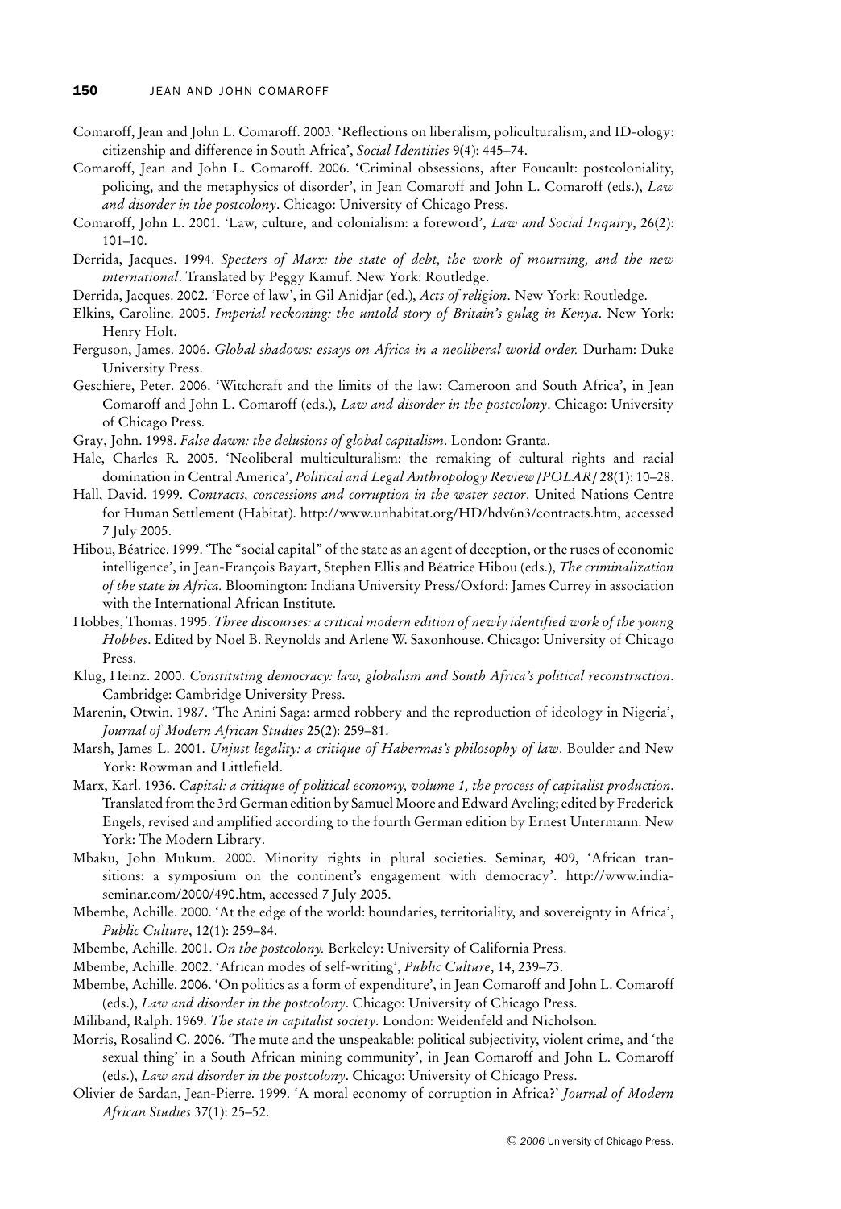Comaroff, Jean and John L. Comaroff. 2003. 'Reflections on liberalism, policulturalism, and ID-ology: citizenship and difference in South Africa', *Social Identities* 9(4): 445–74.

Comaroff, Jean and John L. Comaroff. 2006. 'Criminal obsessions, after Foucault: postcoloniality, policing, and the metaphysics of disorder', in Jean Comaroff and John L. Comaroff (eds.), *Law and disorder in the postcolony*. Chicago: University of Chicago Press.

Comaroff, John L. 2001. 'Law, culture, and colonialism: a foreword', *Law and Social Inquiry*, 26(2): 101–10.

Derrida, Jacques. 1994. *Specters of Marx: the state of debt, the work of mourning, and the new international*. Translated by Peggy Kamuf. New York: Routledge.

Derrida, Jacques. 2002. 'Force of law', in Gil Anidjar (ed.), *Acts of religion*. New York: Routledge.

Elkins, Caroline. 2005. *Imperial reckoning: the untold story of Britain's gulag in Kenya*. New York: Henry Holt.

Ferguson, James. 2006. *Global shadows: essays on Africa in a neoliberal world order.* Durham: Duke University Press.

Geschiere, Peter. 2006. 'Witchcraft and the limits of the law: Cameroon and South Africa', in Jean Comaroff and John L. Comaroff (eds.), *Law and disorder in the postcolony*. Chicago: University of Chicago Press.

Gray, John. 1998. *False dawn: the delusions of global capitalism*. London: Granta.

Hale, Charles R. 2005. 'Neoliberal multiculturalism: the remaking of cultural rights and racial domination in Central America', *Political and Legal Anthropology Review [POLAR]* 28(1): 10–28.

Hall, David. 1999. *Contracts, concessions and corruption in the water sector*. United Nations Centre for Human Settlement (Habitat). http://www.unhabitat.org/HD/hdv6n3/contracts.htm, accessed 7 July 2005.

Hibou, Béatrice. 1999. 'The "social capital" of the state as an agent of deception, or the ruses of economic intelligence', in Jean-François Bayart, Stephen Ellis and Béatrice Hibou (eds.), *The criminalization of the state in Africa.* Bloomington: Indiana University Press/Oxford: James Currey in association with the International African Institute.

Hobbes, Thomas. 1995. *Three discourses: a critical modern edition of newly identified work of the young Hobbes*. Edited by Noel B. Reynolds and Arlene W. Saxonhouse. Chicago: University of Chicago Press.

Klug, Heinz. 2000. *Constituting democracy: law, globalism and South Africa's political reconstruction*. Cambridge: Cambridge University Press.

Marenin, Otwin. 1987. 'The Anini Saga: armed robbery and the reproduction of ideology in Nigeria', *Journal of Modern African Studies* 25(2): 259–81.

Marsh, James L. 2001. *Unjust legality: a critique of Habermas's philosophy of law*. Boulder and New York: Rowman and Littlefield.

Marx, Karl. 1936. *Capital: a critique of political economy, volume 1, the process of capitalist production*. Translated from the 3rd German edition by Samuel Moore and Edward Aveling; edited by Frederick Engels, revised and amplified according to the fourth German edition by Ernest Untermann. New York: The Modern Library.

Mbaku, John Mukum. 2000. Minority rights in plural societies. Seminar, 409, 'African transitions: a symposium on the continent's engagement with democracy'. http://www.india-seminar.com/2000/490.htm, accessed 7 July 2005.

Mbembe, Achille. 2000. 'At the edge of the world: boundaries, territoriality, and sovereignty in Africa', *Public Culture*, 12(1): 259–84.

Mbembe, Achille. 2001. *On the postcolony.* Berkeley: University of California Press.

Mbembe, Achille. 2002. 'African modes of self-writing', *Public Culture*, 14, 239–73.

Mbembe, Achille. 2006. 'On politics as a form of expenditure', in Jean Comaroff and John L. Comaroff (eds.), *Law and disorder in the postcolony*. Chicago: University of Chicago Press.

Miliband, Ralph. 1969. *The state in capitalist society*. London: Weidenfeld and Nicholson.

Morris, Rosalind C. 2006. 'The mute and the unspeakable: political subjectivity, violent crime, and 'the sexual thing' in a South African mining community', in Jean Comaroff and John L. Comaroff (eds.), *Law and disorder in the postcolony*. Chicago: University of Chicago Press.

Olivier de Sardan, Jean-Pierre. 1999. 'A moral economy of corruption in Africa?' *Journal of Modern African Studies* 37(1): 25–52.

© 2006 University of Chicago Press.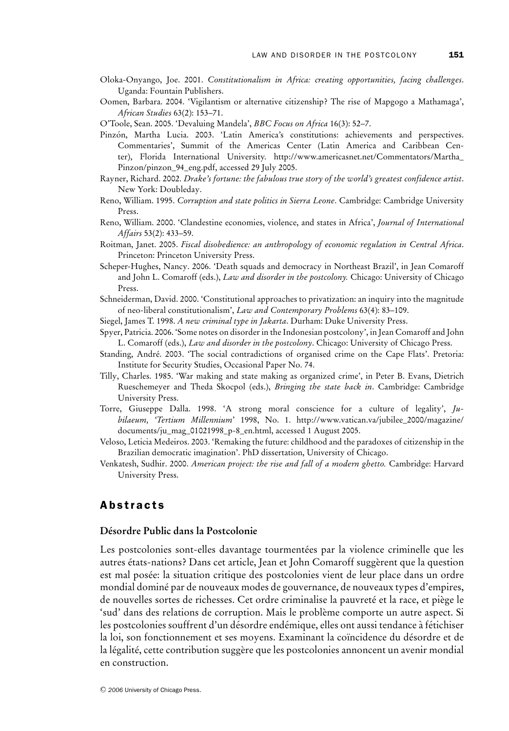Oloka-Onyango, Joe. 2001. *Constitutionalism in Africa: creating opportunities, facing challenges*. Uganda: Fountain Publishers.

Oomen, Barbara. 2004. 'Vigilantism or alternative citizenship? The rise of Mapgogo a Mathamaga', *African Studies* 63(2): 153–71.

O'Toole, Sean. 2005. 'Devaluing Mandela', *BBC Focus on Africa* 16(3): 52–7.

Pinzón, Martha Lucia. 2003. 'Latin America's constitutions: achievements and perspectives. Commentaries', Summit of the Americas Center (Latin America and Caribbean Center), Florida International University. http://www.americasnet.net/Commentators/Martha_Pinzon/pinzon_94_eng.pdf, accessed 29 July 2005.

Rayner, Richard. 2002. *Drake's fortune: the fabulous true story of the world's greatest confidence artist*. New York: Doubleday.

Reno, William. 1995. *Corruption and state politics in Sierra Leone*. Cambridge: Cambridge University Press.

Reno, William. 2000. 'Clandestine economies, violence, and states in Africa', *Journal of International Affairs* 53(2): 433–59.

Roitman, Janet. 2005. *Fiscal disobedience: an anthropology of economic regulation in Central Africa*. Princeton: Princeton University Press.

Scheper-Hughes, Nancy. 2006. 'Death squads and democracy in Northeast Brazil', in Jean Comaroff and John L. Comaroff (eds.), *Law and disorder in the postcolony.* Chicago: University of Chicago Press.

Schneiderman, David. 2000. 'Constitutional approaches to privatization: an inquiry into the magnitude of neo-liberal constitutionalism', *Law and Contemporary Problems* 63(4): 83–109.

Siegel, James T. 1998. *A new criminal type in Jakarta*. Durham: Duke University Press.

Spyer, Patricia. 2006. 'Some notes on disorder in the Indonesian postcolony', in Jean Comaroff and John L. Comaroff (eds.), *Law and disorder in the postcolony*. Chicago: University of Chicago Press.

Standing, André. 2003. 'The social contradictions of organised crime on the Cape Flats'. Pretoria: Institute for Security Studies, Occasional Paper No. 74.

Tilly, Charles. 1985. 'War making and state making as organized crime', in Peter B. Evans, Dietrich Rueschemeyer and Theda Skocpol (eds.), *Bringing the state back in*. Cambridge: Cambridge University Press.

Torre, Giuseppe Dalla. 1998. 'A strong moral conscience for a culture of legality', *Jubilaeum, 'Tertium Millennium'* 1998, No. 1. http://www.vatican.va/jubilee_2000/magazine/documents/ju_mag_01021998_p-8_en.html, accessed 1 August 2005.

Veloso, Leticia Medeiros. 2003. 'Remaking the future: childhood and the paradoxes of citizenship in the Brazilian democratic imagination'. PhD dissertation, University of Chicago.

Venkatesh, Sudhir. 2000. *American project: the rise and fall of a modern ghetto.* Cambridge: Harvard University Press.

## Abstracts

### Désordre Public dans la Postcolonie

Les postcolonies sont-elles davantage tourmentées par la violence criminelle que les autres états-nations? Dans cet article, Jean et John Comaroff suggèrent que la question est mal posée: la situation critique des postcolonies vient de leur place dans un ordre mondial dominé par de nouveaux modes de gouvernance, de nouveaux types d'empires, de nouvelles sortes de richesses. Cet ordre criminalise la pauvreté et la race, et piège le 'sud' dans des relations de corruption. Mais le problème comporte un autre aspect. Si les postcolonies souffrent d'un désordre endémique, elles ont aussi tendance à fétichiser la loi, son fonctionnement et ses moyens. Examinant la coïncidence du désordre et de la légalité, cette contribution suggère que les postcolonies annoncent un avenir mondial en construction.

© 2006 University of Chicago Press.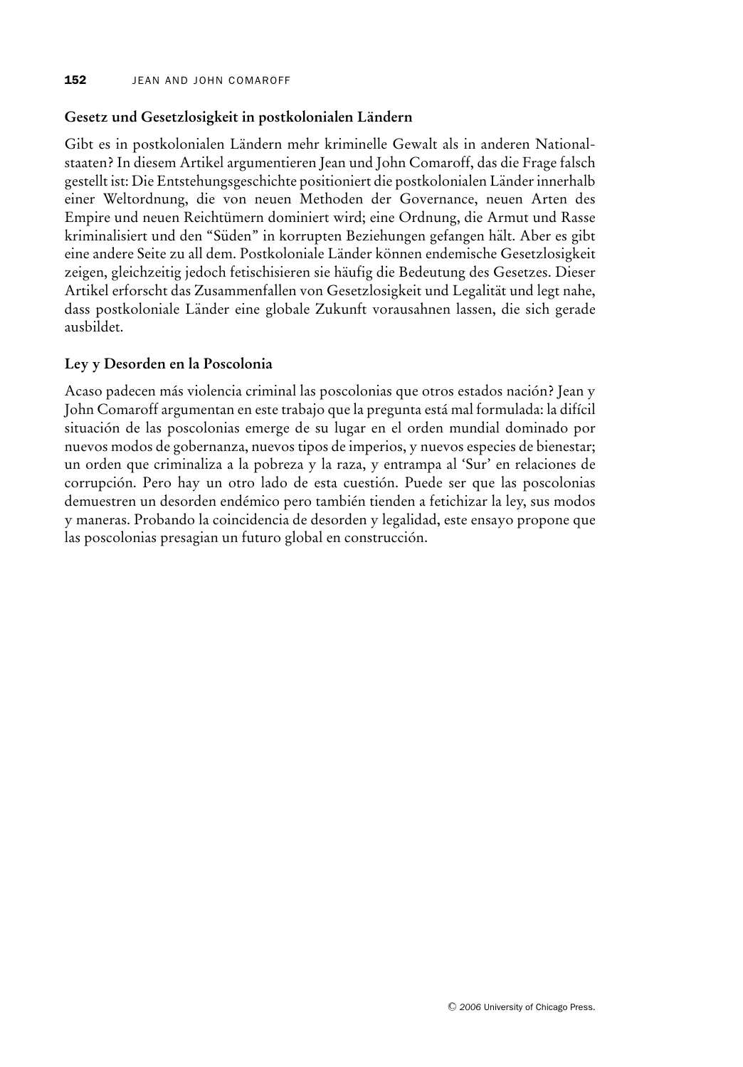### Gesetz und Gesetzlosigkeit in postkolonialen Ländern

Gibt es in postkolonialen Ländern mehr kriminelle Gewalt als in anderen Nationalstaaten? In diesem Artikel argumentieren Jean und John Comaroff, das die Frage falsch gestellt ist: Die Entstehungsgeschichte positioniert die postkolonialen Länder innerhalb einer Weltordnung, die von neuen Methoden der Governance, neuen Arten des Empire und neuen Reichtümern dominiert wird; eine Ordnung, die Armut und Rasse kriminalisiert und den "Süden" in korrupten Beziehungen gefangen hält. Aber es gibt eine andere Seite zu all dem. Postkoloniale Länder können endemische Gesetzlosigkeit zeigen, gleichzeitig jedoch fetischisieren sie häufig die Bedeutung des Gesetzes. Dieser Artikel erforscht das Zusammenfallen von Gesetzlosigkeit und Legalität und legt nahe, dass postkoloniale Länder eine globale Zukunft vorausahnen lassen, die sich gerade ausbildet.

### Ley y Desorden en la Poscolonia

Acaso padecen más violencia criminal las poscolonias que otros estados nación? Jean y John Comaroff argumentan en este trabajo que la pregunta está mal formulada: la difícil situación de las poscolonias emerge de su lugar en el orden mundial dominado por nuevos modos de gobernanza, nuevos tipos de imperios, y nuevos especies de bienestar; un orden que criminaliza a la pobreza y la raza, y entrampa al 'Sur' en relaciones de corrupción. Pero hay un otro lado de esta cuestión. Puede ser que las poscolonias demuestren un desorden endémico pero también tienden a fetichizar la ley, sus modos y maneras. Probando la coincidencia de desorden y legalidad, este ensayo propone que las poscolonias presagian un futuro global en construcción.

© 2006 University of Chicago Press.